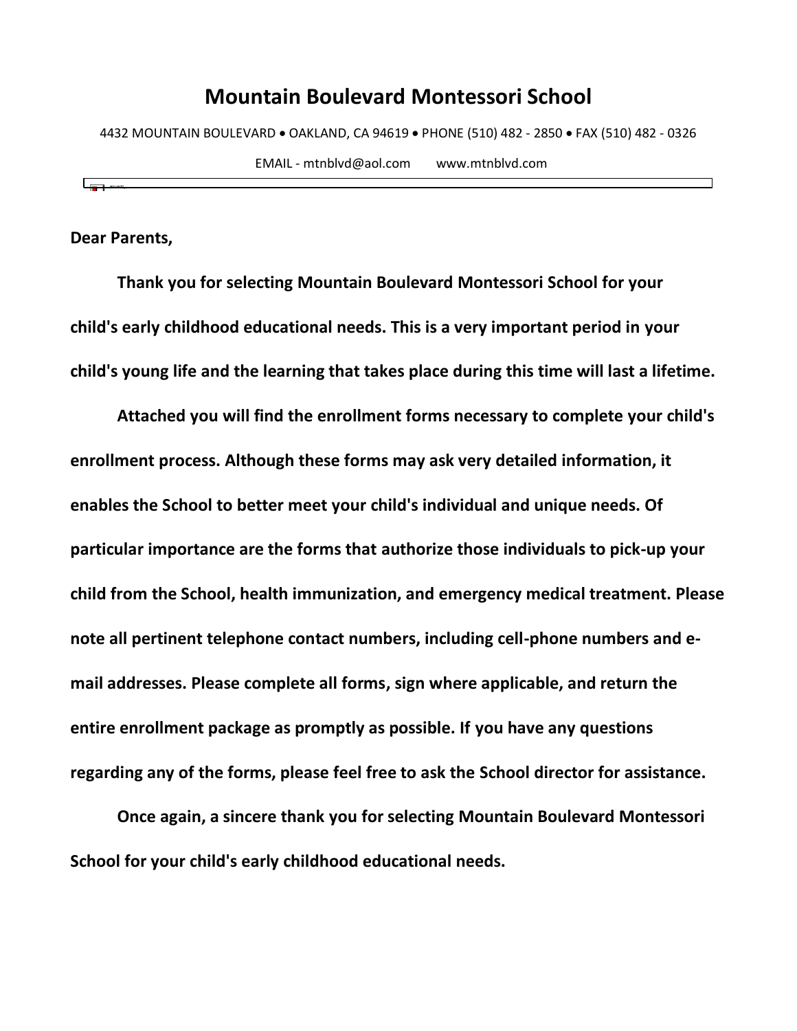# Mountain Boulevard Montessori School

4432 MOUNTAIN BOULEVARD • OAKLAND, CA 94619 • PHONE (510) 482 - 2850 • FAX (510) 482 - 0326

EMAIL - mtnblvd@aol.com    www.mtnblvd.com

**Dear Parents,**

**Thank you for selecting Mountain Boulevard Montessori School for your child's early childhood educational needs. This is a very important period in your child's young life and the learning that takes place during this time will last a lifetime.**

**Attached you will find the enrollment forms necessary to complete your child's enrollment process. Although these forms may ask very detailed information, it enables the School to better meet your child's individual and unique needs. Of particular importance are the forms that authorize those individuals to pick-up your child from the School, health immunization, and emergency medical treatment. Please note all pertinent telephone contact numbers, including cell-phone numbers and e-mail addresses. Please complete all forms, sign where applicable, and return the entire enrollment package as promptly as possible. If you have any questions regarding any of the forms, please feel free to ask the School director for assistance.**

**Once again, a sincere thank you for selecting Mountain Boulevard Montessori School for your child's early childhood educational needs.**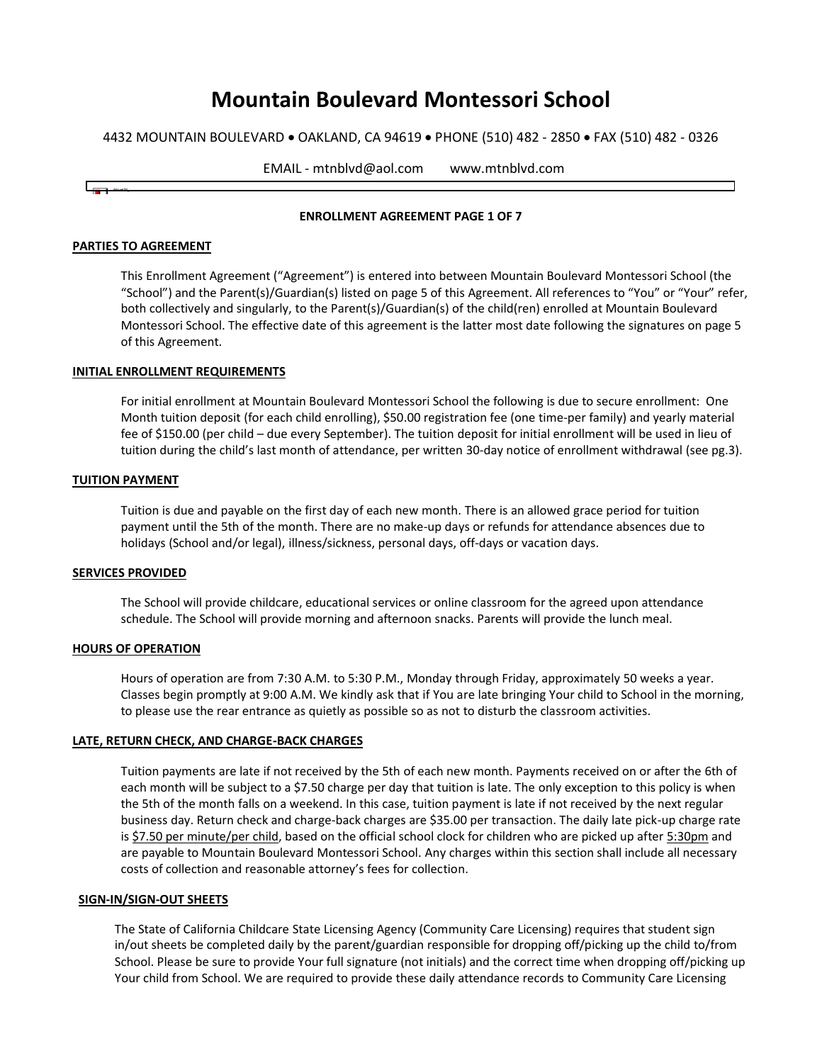# Mountain Boulevard Montessori School

4432 MOUNTAIN BOULEVARD • OAKLAND, CA 94619 • PHONE (510) 482 - 2850 • FAX (510) 482 - 0326

EMAIL - mtnblvd@aol.com www.mtnblvd.com

**ENROLLMENT AGREEMENT PAGE 1 OF 7**

**PARTIES TO AGREEMENT**

This Enrollment Agreement ("Agreement") is entered into between Mountain Boulevard Montessori School (the "School") and the Parent(s)/Guardian(s) listed on page 5 of this Agreement. All references to "You" or "Your" refer, both collectively and singularly, to the Parent(s)/Guardian(s) of the child(ren) enrolled at Mountain Boulevard Montessori School. The effective date of this agreement is the latter most date following the signatures on page 5 of this Agreement.

**INITIAL ENROLLMENT REQUIREMENTS**

For initial enrollment at Mountain Boulevard Montessori School the following is due to secure enrollment: One Month tuition deposit (for each child enrolling), $50.00 registration fee (one time-per family) and yearly material fee of $150.00 (per child – due every September). The tuition deposit for initial enrollment will be used in lieu of tuition during the child's last month of attendance, per written 30-day notice of enrollment withdrawal (see pg.3).

**TUITION PAYMENT**

Tuition is due and payable on the first day of each new month. There is an allowed grace period for tuition payment until the 5th of the month. There are no make-up days or refunds for attendance absences due to holidays (School and/or legal), illness/sickness, personal days, off-days or vacation days.

**SERVICES PROVIDED**

The School will provide childcare, educational services or online classroom for the agreed upon attendance schedule. The School will provide morning and afternoon snacks. Parents will provide the lunch meal.

**HOURS OF OPERATION**

Hours of operation are from 7:30 A.M. to 5:30 P.M., Monday through Friday, approximately 50 weeks a year. Classes begin promptly at 9:00 A.M. We kindly ask that if You are late bringing Your child to School in the morning, to please use the rear entrance as quietly as possible so as not to disturb the classroom activities.

**LATE, RETURN CHECK, AND CHARGE-BACK CHARGES**

Tuition payments are late if not received by the 5th of each new month. Payments received on or after the 6th of each month will be subject to a $7.50 charge per day that tuition is late. The only exception to this policy is when the 5th of the month falls on a weekend. In this case, tuition payment is late if not received by the next regular business day. Return check and charge-back charges are $35.00 per transaction. The daily late pick-up charge rate is $7.50 per minute/per child, based on the official school clock for children who are picked up after 5:30pm and are payable to Mountain Boulevard Montessori School. Any charges within this section shall include all necessary costs of collection and reasonable attorney's fees for collection.

**SIGN-IN/SIGN-OUT SHEETS**

The State of California Childcare State Licensing Agency (Community Care Licensing) requires that student sign in/out sheets be completed daily by the parent/guardian responsible for dropping off/picking up the child to/from School. Please be sure to provide Your full signature (not initials) and the correct time when dropping off/picking up Your child from School. We are required to provide these daily attendance records to Community Care Licensing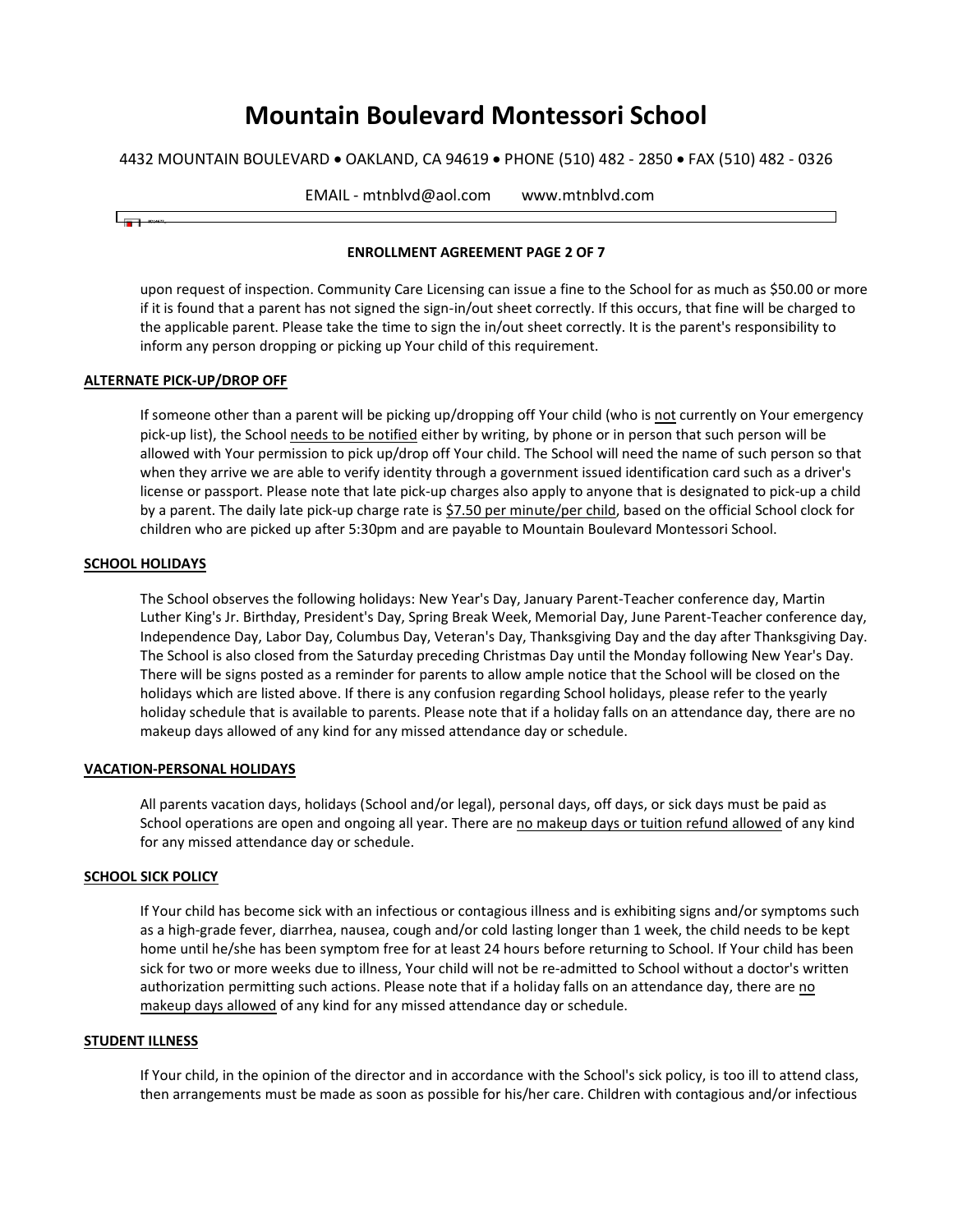**ENROLLMENT AGREEMENT PAGE 2 OF 7**

upon request of inspection. Community Care Licensing can issue a fine to the School for as much as $50.00 or more if it is found that a parent has not signed the sign-in/out sheet correctly. If this occurs, that fine will be charged to the applicable parent. Please take the time to sign the in/out sheet correctly. It is the parent's responsibility to inform any person dropping or picking up Your child of this requirement.

**ALTERNATE PICK-UP/DROP OFF**

If someone other than a parent will be picking up/dropping off Your child (who is not currently on Your emergency pick-up list), the School needs to be notified either by writing, by phone or in person that such person will be allowed with Your permission to pick up/drop off Your child. The School will need the name of such person so that when they arrive we are able to verify identity through a government issued identification card such as a driver's license or passport. Please note that late pick-up charges also apply to anyone that is designated to pick-up a child by a parent. The daily late pick-up charge rate is $7.50 per minute/per child, based on the official School clock for children who are picked up after 5:30pm and are payable to Mountain Boulevard Montessori School.

**SCHOOL HOLIDAYS**

The School observes the following holidays: New Year's Day, January Parent-Teacher conference day, Martin Luther King's Jr. Birthday, President's Day, Spring Break Week, Memorial Day, June Parent-Teacher conference day, Independence Day, Labor Day, Columbus Day, Veteran's Day, Thanksgiving Day and the day after Thanksgiving Day. The School is also closed from the Saturday preceding Christmas Day until the Monday following New Year's Day. There will be signs posted as a reminder for parents to allow ample notice that the School will be closed on the holidays which are listed above. If there is any confusion regarding School holidays, please refer to the yearly holiday schedule that is available to parents. Please note that if a holiday falls on an attendance day, there are no makeup days allowed of any kind for any missed attendance day or schedule.

**VACATION-PERSONAL HOLIDAYS**

All parents vacation days, holidays (School and/or legal), personal days, off days, or sick days must be paid as School operations are open and ongoing all year. There are no makeup days or tuition refund allowed of any kind for any missed attendance day or schedule.

**SCHOOL SICK POLICY**

If Your child has become sick with an infectious or contagious illness and is exhibiting signs and/or symptoms such as a high-grade fever, diarrhea, nausea, cough and/or cold lasting longer than 1 week, the child needs to be kept home until he/she has been symptom free for at least 24 hours before returning to School. If Your child has been sick for two or more weeks due to illness, Your child will not be re-admitted to School without a doctor's written authorization permitting such actions. Please note that if a holiday falls on an attendance day, there are no makeup days allowed of any kind for any missed attendance day or schedule.

**STUDENT ILLNESS**

If Your child, in the opinion of the director and in accordance with the School's sick policy, is too ill to attend class, then arrangements must be made as soon as possible for his/her care. Children with contagious and/or infectious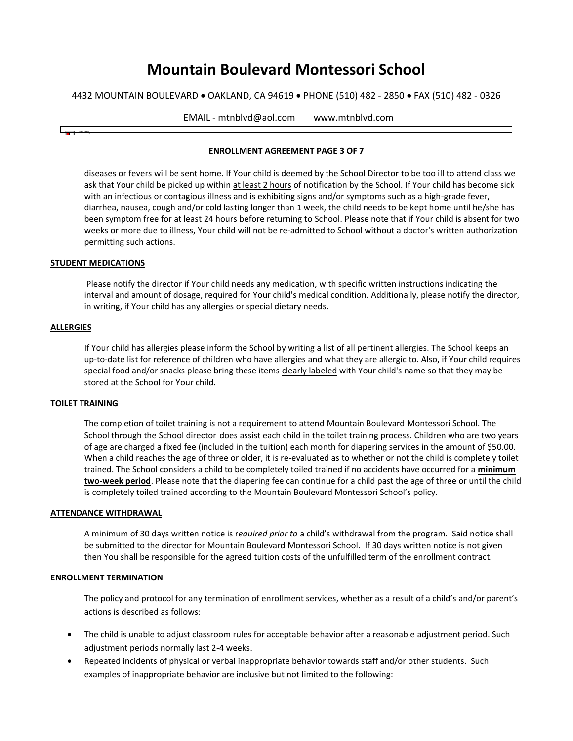# Mountain Boulevard Montessori School

4432 MOUNTAIN BOULEVARD • OAKLAND, CA 94619 • PHONE (510) 482 - 2850 • FAX (510) 482 - 0326

EMAIL - mtnblvd@aol.com www.mtnblvd.com

**ENROLLMENT AGREEMENT PAGE 3 OF 7**

diseases or fevers will be sent home. If Your child is deemed by the School Director to be too ill to attend class we ask that Your child be picked up within at least 2 hours of notification by the School. If Your child has become sick with an infectious or contagious illness and is exhibiting signs and/or symptoms such as a high-grade fever, diarrhea, nausea, cough and/or cold lasting longer than 1 week, the child needs to be kept home until he/she has been symptom free for at least 24 hours before returning to School. Please note that if Your child is absent for two weeks or more due to illness, Your child will not be re-admitted to School without a doctor's written authorization permitting such actions.

**STUDENT MEDICATIONS**

Please notify the director if Your child needs any medication, with specific written instructions indicating the interval and amount of dosage, required for Your child's medical condition. Additionally, please notify the director, in writing, if Your child has any allergies or special dietary needs.

**ALLERGIES**

If Your child has allergies please inform the School by writing a list of all pertinent allergies. The School keeps an up-to-date list for reference of children who have allergies and what they are allergic to. Also, if Your child requires special food and/or snacks please bring these items clearly labeled with Your child's name so that they may be stored at the School for Your child.

**TOILET TRAINING**

The completion of toilet training is not a requirement to attend Mountain Boulevard Montessori School. The School through the School director does assist each child in the toilet training process. Children who are two years of age are charged a fixed fee (included in the tuition) each month for diapering services in the amount of $50.00. When a child reaches the age of three or older, it is re-evaluated as to whether or not the child is completely toilet trained. The School considers a child to be completely toiled trained if no accidents have occurred for a **minimum two-week period**. Please note that the diapering fee can continue for a child past the age of three or until the child is completely toiled trained according to the Mountain Boulevard Montessori School's policy.

**ATTENDANCE WITHDRAWAL**

A minimum of 30 days written notice is r*equired prior to* a child's withdrawal from the program. Said notice shall be submitted to the director for Mountain Boulevard Montessori School. If 30 days written notice is not given then You shall be responsible for the agreed tuition costs of the unfulfilled term of the enrollment contract.

**ENROLLMENT TERMINATION**

The policy and protocol for any termination of enrollment services, whether as a result of a child's and/or parent's actions is described as follows:

- The child is unable to adjust classroom rules for acceptable behavior after a reasonable adjustment period. Such adjustment periods normally last 2-4 weeks.
- Repeated incidents of physical or verbal inappropriate behavior towards staff and/or other students. Such examples of inappropriate behavior are inclusive but not limited to the following: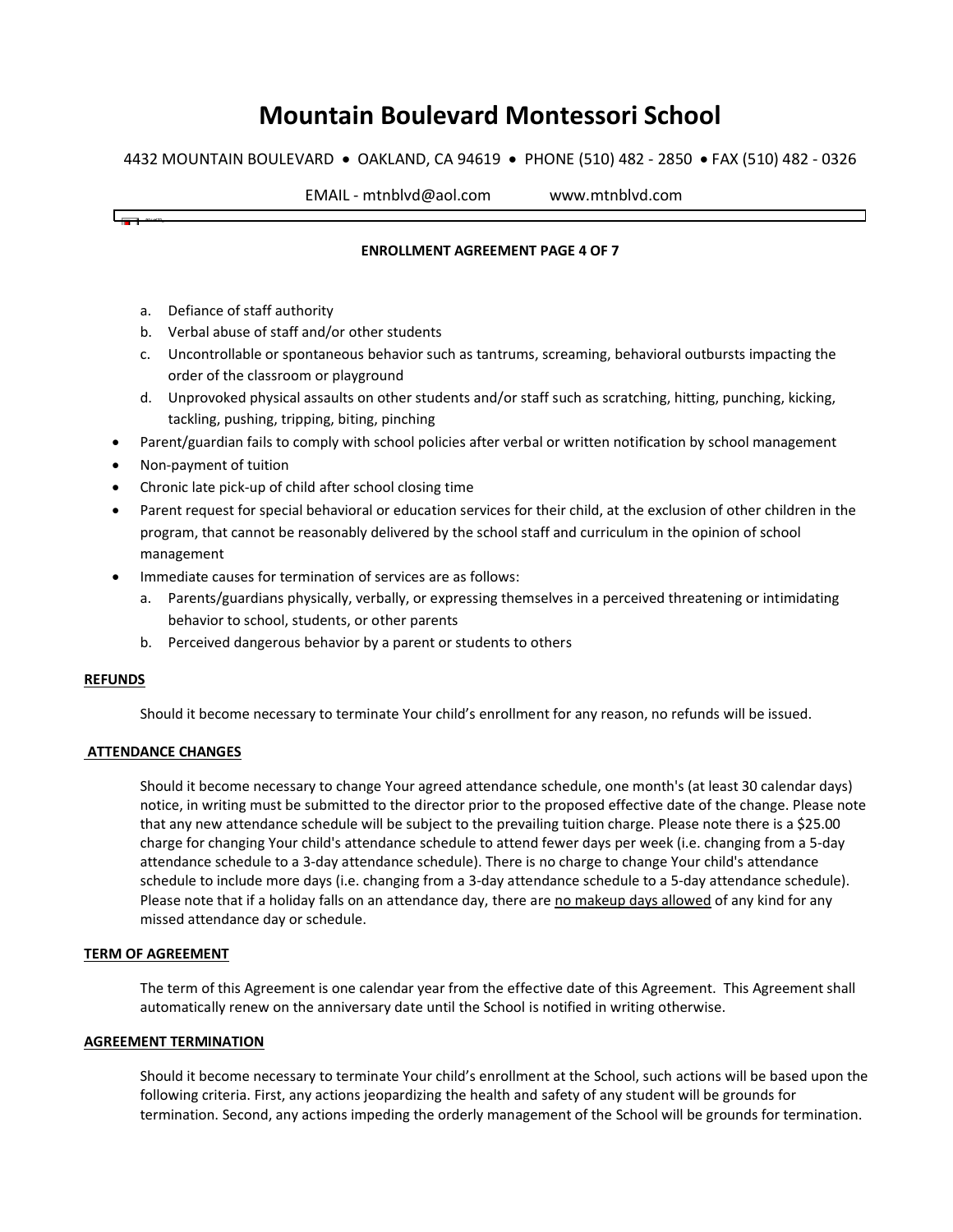a. Defiance of staff authority
b. Verbal abuse of staff and/or other students
c. Uncontrollable or spontaneous behavior such as tantrums, screaming, behavioral outbursts impacting the order of the classroom or playground
d. Unprovoked physical assaults on other students and/or staff such as scratching, hitting, punching, kicking, tackling, pushing, tripping, biting, pinching

- Parent/guardian fails to comply with school policies after verbal or written notification by school management
- Non-payment of tuition
- Chronic late pick-up of child after school closing time
- Parent request for special behavioral or education services for their child, at the exclusion of other children in the program, that cannot be reasonably delivered by the school staff and curriculum in the opinion of school management
- Immediate causes for termination of services are as follows:
  a. Parents/guardians physically, verbally, or expressing themselves in a perceived threatening or intimidating behavior to school, students, or other parents
  b. Perceived dangerous behavior by a parent or students to others

**REFUNDS**

Should it become necessary to terminate Your child's enrollment for any reason, no refunds will be issued.

**ATTENDANCE CHANGES**

Should it become necessary to change Your agreed attendance schedule, one month's (at least 30 calendar days) notice, in writing must be submitted to the director prior to the proposed effective date of the change. Please note that any new attendance schedule will be subject to the prevailing tuition charge. Please note there is a $25.00 charge for changing Your child's attendance schedule to attend fewer days per week (i.e. changing from a 5-day attendance schedule to a 3-day attendance schedule). There is no charge to change Your child's attendance schedule to include more days (i.e. changing from a 3-day attendance schedule to a 5-day attendance schedule). Please note that if a holiday falls on an attendance day, there are <u>no makeup days allowed</u> of any kind for any missed attendance day or schedule.

**TERM OF AGREEMENT**

The term of this Agreement is one calendar year from the effective date of this Agreement. This Agreement shall automatically renew on the anniversary date until the School is notified in writing otherwise.

**AGREEMENT TERMINATION**

Should it become necessary to terminate Your child's enrollment at the School, such actions will be based upon the following criteria. First, any actions jeopardizing the health and safety of any student will be grounds for termination. Second, any actions impeding the orderly management of the School will be grounds for termination.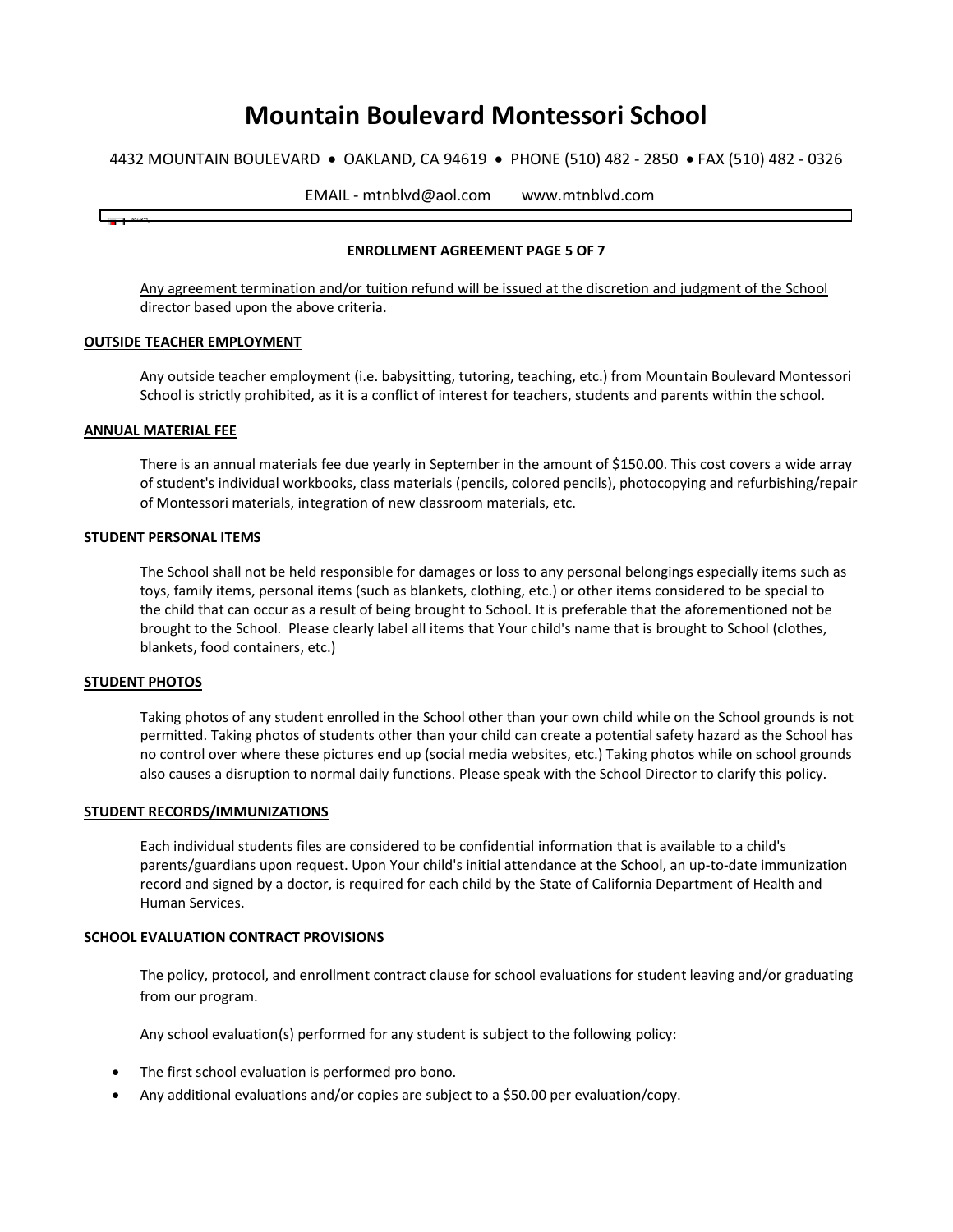# Mountain Boulevard Montessori School

4432 MOUNTAIN BOULEVARD • OAKLAND, CA 94619 • PHONE (510) 482 - 2850 • FAX (510) 482 - 0326

EMAIL - mtnblvd@aol.com www.mtnblvd.com

**ENROLLMENT AGREEMENT PAGE 5 OF 7**

Any agreement termination and/or tuition refund will be issued at the discretion and judgment of the School director based upon the above criteria.

**OUTSIDE TEACHER EMPLOYMENT**

Any outside teacher employment (i.e. babysitting, tutoring, teaching, etc.) from Mountain Boulevard Montessori School is strictly prohibited, as it is a conflict of interest for teachers, students and parents within the school.

**ANNUAL MATERIAL FEE**

There is an annual materials fee due yearly in September in the amount of $150.00. This cost covers a wide array of student's individual workbooks, class materials (pencils, colored pencils), photocopying and refurbishing/repair of Montessori materials, integration of new classroom materials, etc.

**STUDENT PERSONAL ITEMS**

The School shall not be held responsible for damages or loss to any personal belongings especially items such as toys, family items, personal items (such as blankets, clothing, etc.) or other items considered to be special to the child that can occur as a result of being brought to School. It is preferable that the aforementioned not be brought to the School. Please clearly label all items that Your child's name that is brought to School (clothes, blankets, food containers, etc.)

**STUDENT PHOTOS**

Taking photos of any student enrolled in the School other than your own child while on the School grounds is not permitted. Taking photos of students other than your child can create a potential safety hazard as the School has no control over where these pictures end up (social media websites, etc.) Taking photos while on school grounds also causes a disruption to normal daily functions. Please speak with the School Director to clarify this policy.

**STUDENT RECORDS/IMMUNIZATIONS**

Each individual students files are considered to be confidential information that is available to a child's parents/guardians upon request. Upon Your child's initial attendance at the School, an up-to-date immunization record and signed by a doctor, is required for each child by the State of California Department of Health and Human Services.

**SCHOOL EVALUATION CONTRACT PROVISIONS**

The policy, protocol, and enrollment contract clause for school evaluations for student leaving and/or graduating from our program.

Any school evaluation(s) performed for any student is subject to the following policy:

- The first school evaluation is performed pro bono.
- Any additional evaluations and/or copies are subject to a $50.00 per evaluation/copy.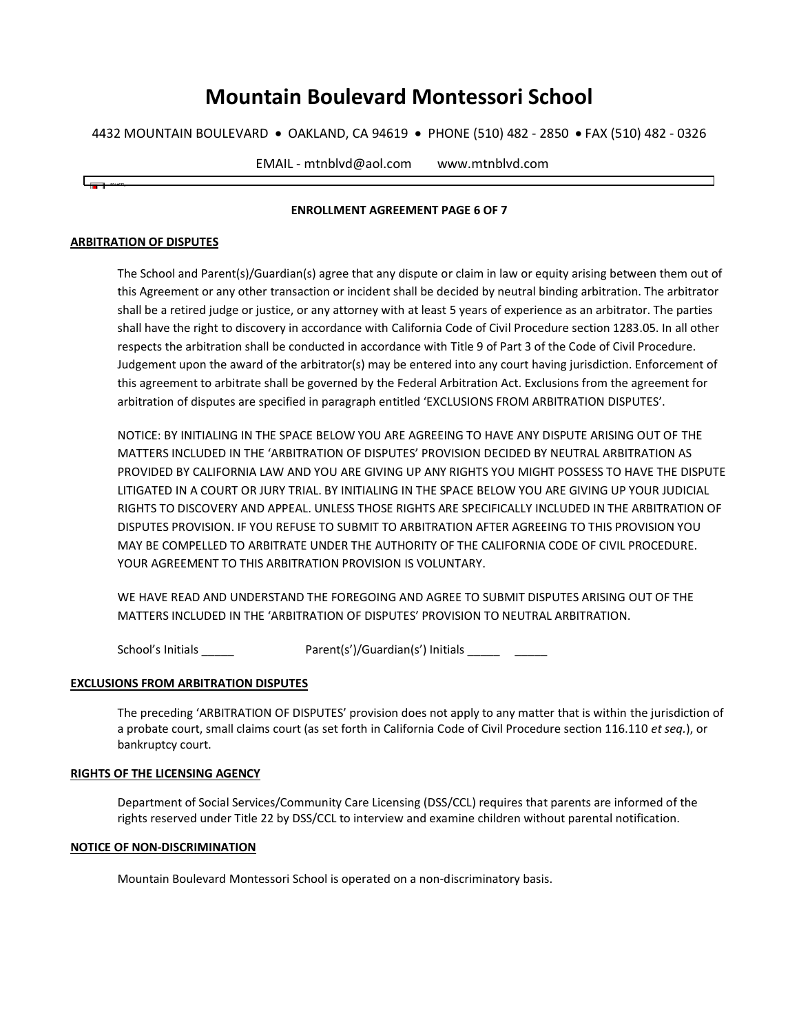# Mountain Boulevard Montessori School

4432 MOUNTAIN BOULEVARD • OAKLAND, CA 94619 • PHONE (510) 482 - 2850 • FAX (510) 482 - 0326

EMAIL - mtnblvd@aol.com www.mtnblvd.com

**ENROLLMENT AGREEMENT PAGE 6 OF 7**

## ARBITRATION OF DISPUTES

The School and Parent(s)/Guardian(s) agree that any dispute or claim in law or equity arising between them out of this Agreement or any other transaction or incident shall be decided by neutral binding arbitration. The arbitrator shall be a retired judge or justice, or any attorney with at least 5 years of experience as an arbitrator. The parties shall have the right to discovery in accordance with California Code of Civil Procedure section 1283.05. In all other respects the arbitration shall be conducted in accordance with Title 9 of Part 3 of the Code of Civil Procedure. Judgement upon the award of the arbitrator(s) may be entered into any court having jurisdiction. Enforcement of this agreement to arbitrate shall be governed by the Federal Arbitration Act. Exclusions from the agreement for arbitration of disputes are specified in paragraph entitled 'EXCLUSIONS FROM ARBITRATION DISPUTES'.

NOTICE: BY INITIALING IN THE SPACE BELOW YOU ARE AGREEING TO HAVE ANY DISPUTE ARISING OUT OF THE MATTERS INCLUDED IN THE 'ARBITRATION OF DISPUTES' PROVISION DECIDED BY NEUTRAL ARBITRATION AS PROVIDED BY CALIFORNIA LAW AND YOU ARE GIVING UP ANY RIGHTS YOU MIGHT POSSESS TO HAVE THE DISPUTE LITIGATED IN A COURT OR JURY TRIAL. BY INITIALING IN THE SPACE BELOW YOU ARE GIVING UP YOUR JUDICIAL RIGHTS TO DISCOVERY AND APPEAL. UNLESS THOSE RIGHTS ARE SPECIFICALLY INCLUDED IN THE ARBITRATION OF DISPUTES PROVISION. IF YOU REFUSE TO SUBMIT TO ARBITRATION AFTER AGREEING TO THIS PROVISION YOU MAY BE COMPELLED TO ARBITRATE UNDER THE AUTHORITY OF THE CALIFORNIA CODE OF CIVIL PROCEDURE. YOUR AGREEMENT TO THIS ARBITRATION PROVISION IS VOLUNTARY.

WE HAVE READ AND UNDERSTAND THE FOREGOING AND AGREE TO SUBMIT DISPUTES ARISING OUT OF THE MATTERS INCLUDED IN THE 'ARBITRATION OF DISPUTES' PROVISION TO NEUTRAL ARBITRATION.

School's Initials _____ Parent(s')/Guardian(s') Initials _____ _____

## EXCLUSIONS FROM ARBITRATION DISPUTES

The preceding 'ARBITRATION OF DISPUTES' provision does not apply to any matter that is within the jurisdiction of a probate court, small claims court (as set forth in California Code of Civil Procedure section 116.110 *et seq.*), or bankruptcy court.

## RIGHTS OF THE LICENSING AGENCY

Department of Social Services/Community Care Licensing (DSS/CCL) requires that parents are informed of the rights reserved under Title 22 by DSS/CCL to interview and examine children without parental notification.

## NOTICE OF NON-DISCRIMINATION

Mountain Boulevard Montessori School is operated on a non-discriminatory basis.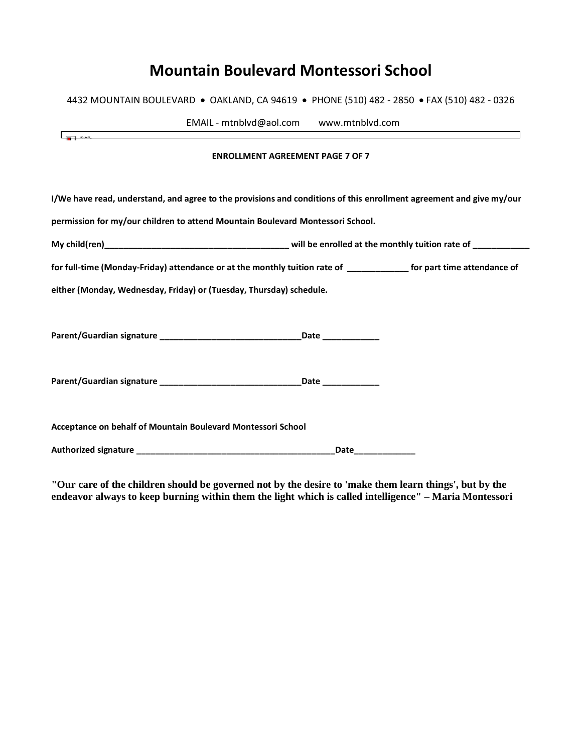# Mountain Boulevard Montessori School

4432 MOUNTAIN BOULEVARD • OAKLAND, CA 94619 • PHONE (510) 482 - 2850 • FAX (510) 482 - 0326

EMAIL - mtnblvd@aol.com www.mtnblvd.com

**ENROLLMENT AGREEMENT PAGE 7 OF 7**

**I/We have read, understand, and agree to the provisions and conditions of this enrollment agreement and give my/our permission for my/our children to attend Mountain Boulevard Montessori School.**

**My child(ren)_______________________________________ will be enrolled at the monthly tuition rate of ____________ for full-time (Monday-Friday) attendance or at the monthly tuition rate of _____________ for part time attendance of either (Monday, Wednesday, Friday) or (Tuesday, Thursday) schedule.**

**Parent/Guardian signature ______________________________Date ____________**

**Parent/Guardian signature ______________________________Date ____________**

**Acceptance on behalf of Mountain Boulevard Montessori School**

**Authorized signature __________________________________________Date_____________**

**"Our care of the children should be governed not by the desire to 'make them learn things', but by the endeavor always to keep burning within them the light which is called intelligence" – Maria Montessori**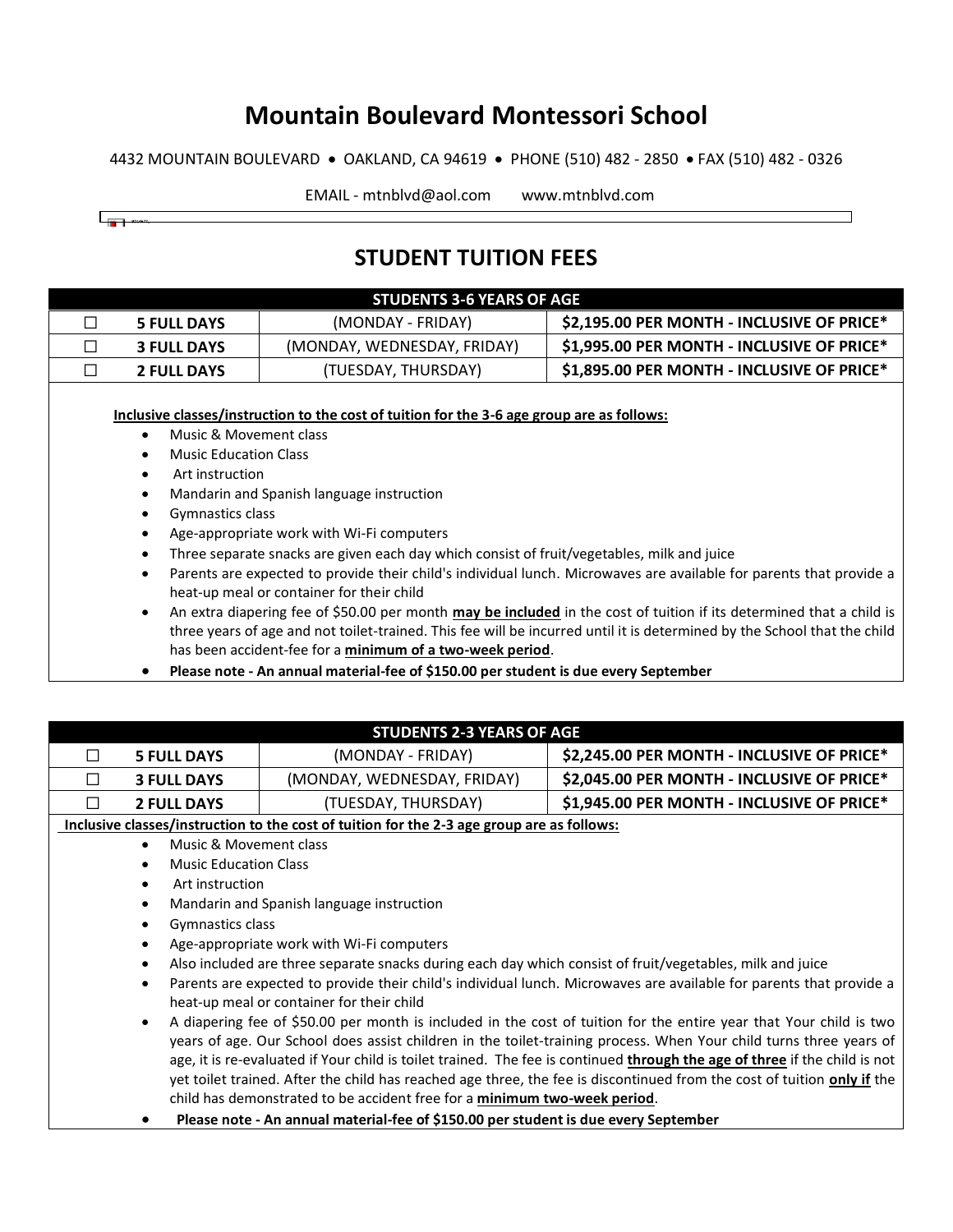# Mountain Boulevard Montessori School

4432 MOUNTAIN BOULEVARD • OAKLAND, CA 94619 • PHONE (510) 482 - 2850 • FAX (510) 482 - 0326

EMAIL - mtnblvd@aol.com    www.mtnblvd.com

## STUDENT TUITION FEES

| STUDENTS 3-6 YEARS OF AGE | | | |
|---|---|---|---|
| ☐ | **5 FULL DAYS** | (MONDAY - FRIDAY) | **$2,195.00 PER MONTH - INCLUSIVE OF PRICE*** |
| ☐ | **3 FULL DAYS** | (MONDAY, WEDNESDAY, FRIDAY) | **$1,995.00 PER MONTH - INCLUSIVE OF PRICE*** |
| ☐ | **2 FULL DAYS** | (TUESDAY, THURSDAY) | **$1,895.00 PER MONTH - INCLUSIVE OF PRICE*** |

**Inclusive classes/instruction to the cost of tuition for the 3-6 age group are as follows:**

- Music & Movement class
- Music Education Class
- Art instruction
- Mandarin and Spanish language instruction
- Gymnastics class
- Age-appropriate work with Wi-Fi computers
- Three separate snacks are given each day which consist of fruit/vegetables, milk and juice
- Parents are expected to provide their child's individual lunch. Microwaves are available for parents that provide a heat-up meal or container for their child
- An extra diapering fee of $50.00 per month **may be included** in the cost of tuition if its determined that a child is three years of age and not toilet-trained. This fee will be incurred until it is determined by the School that the child has been accident-fee for a **minimum of a two-week period**.
- **Please note - An annual material-fee of $150.00 per student is due every September**

| STUDENTS 2-3 YEARS OF AGE | | | |
|---|---|---|---|
| ☐ | **5 FULL DAYS** | (MONDAY - FRIDAY) | **$2,245.00 PER MONTH - INCLUSIVE OF PRICE*** |
| ☐ | **3 FULL DAYS** | (MONDAY, WEDNESDAY, FRIDAY) | **$2,045.00 PER MONTH - INCLUSIVE OF PRICE*** |
| ☐ | **2 FULL DAYS** | (TUESDAY, THURSDAY) | **$1,945.00 PER MONTH - INCLUSIVE OF PRICE*** |

**Inclusive classes/instruction to the cost of tuition for the 2-3 age group are as follows:**

- Music & Movement class
- Music Education Class
- Art instruction
- Mandarin and Spanish language instruction
- Gymnastics class
- Age-appropriate work with Wi-Fi computers
- Also included are three separate snacks during each day which consist of fruit/vegetables, milk and juice
- Parents are expected to provide their child's individual lunch. Microwaves are available for parents that provide a heat-up meal or container for their child
- A diapering fee of $50.00 per month is included in the cost of tuition for the entire year that Your child is two years of age. Our School does assist children in the toilet-training process. When Your child turns three years of age, it is re-evaluated if Your child is toilet trained. The fee is continued **through the age of three** if the child is not yet toilet trained. After the child has reached age three, the fee is discontinued from the cost of tuition **only if** the child has demonstrated to be accident free for a **minimum two-week period**.
- **Please note - An annual material-fee of $150.00 per student is due every September**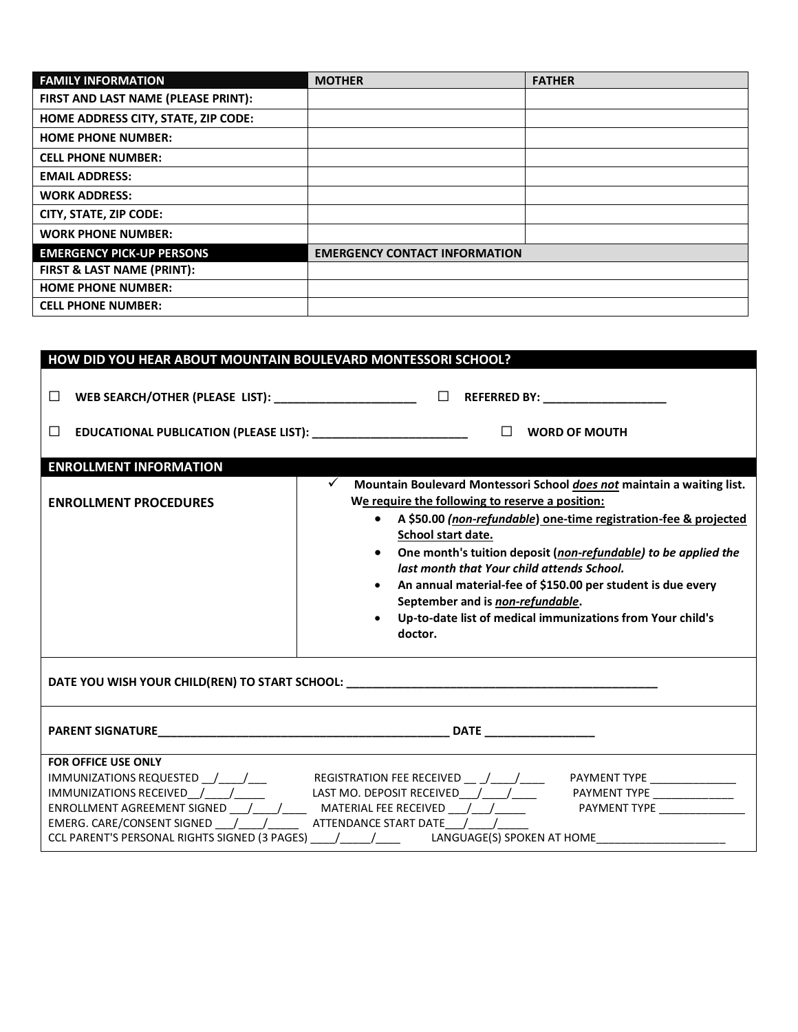| FAMILY INFORMATION | MOTHER | FATHER |
|---|---|---|
| FIRST AND LAST NAME (PLEASE PRINT): | | |
| HOME ADDRESS CITY, STATE, ZIP CODE: | | |
| HOME PHONE NUMBER: | | |
| CELL PHONE NUMBER: | | |
| EMAIL ADDRESS: | | |
| WORK ADDRESS: | | |
| CITY, STATE, ZIP CODE: | | |
| WORK PHONE NUMBER: | | |
| **EMERGENCY PICK-UP PERSONS** | **EMERGENCY CONTACT INFORMATION** | |
| FIRST & LAST NAME (PRINT): | | |
| HOME PHONE NUMBER: | | |
| CELL PHONE NUMBER: | | |

## HOW DID YOU HEAR ABOUT MOUNTAIN BOULEVARD MONTESSORI SCHOOL?

☐ **WEB SEARCH/OTHER (PLEASE LIST): ______________________** ☐ **REFERRED BY: ___________________**

☐ **EDUCATIONAL PUBLICATION (PLEASE LIST): ________________________** ☐ **WORD OF MOUTH**

## ENROLLMENT INFORMATION

**ENROLLMENT PROCEDURES**

✓ **Mountain Boulevard Montessori School *does not* maintain a waiting list. We require the following to reserve a position:**

- **A $50.00 *(non-refundable)* one-time registration-fee & projected School start date.**
- **One month's tuition deposit (*non-refundable) to be applied the last month that Your child attends School.***
- **An annual material-fee of $150.00 per student is due every September and is *non-refundable*.**
- **Up-to-date list of medical immunizations from Your child's doctor.**

**DATE YOU WISH YOUR CHILD(REN) TO START SCHOOL: __________________________________________________**

**PARENT SIGNATURE_______________________________________________ DATE _________________**

**FOR OFFICE USE ONLY**

IMMUNIZATIONS REQUESTED __/____/___ REGISTRATION FEE RECEIVED __ _/____/____ PAYMENT TYPE ______________

IMMUNIZATIONS RECEIVED__/____/_____ LAST MO. DEPOSIT RECEIVED___/____/____ PAYMENT TYPE _____________

ENROLLMENT AGREEMENT SIGNED ___/____/____ MATERIAL FEE RECEIVED ___/___/_____ PAYMENT TYPE ______________

EMERG. CARE/CONSENT SIGNED ___/____/_____ ATTENDANCE START DATE___/____/_____

CCL PARENT'S PERSONAL RIGHTS SIGNED (3 PAGES) ____/_____/____ LANGUAGE(S) SPOKEN AT HOME_____________________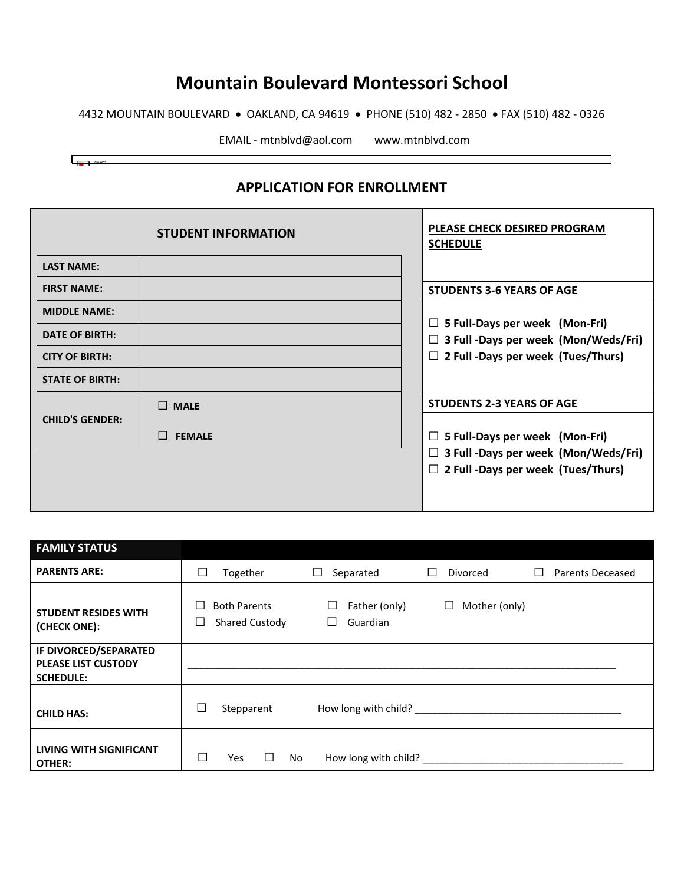# Mountain Boulevard Montessori School

4432 MOUNTAIN BOULEVARD • OAKLAND, CA 94619 • PHONE (510) 482 - 2850 • FAX (510) 482 - 0326

EMAIL - mtnblvd@aol.com     www.mtnblvd.com

## APPLICATION FOR ENROLLMENT

**STUDENT INFORMATION**

| | |
|---|---|
| **LAST NAME:** | |
| **FIRST NAME:** | |
| **MIDDLE NAME:** | |
| **DATE OF BIRTH:** | |
| **CITY OF BIRTH:** | |
| **STATE OF BIRTH:** | |
| **CHILD'S GENDER:** | ☐ **MALE** ☐ **FEMALE** |

**PLEASE CHECK DESIRED PROGRAM SCHEDULE**

**STUDENTS 3-6 YEARS OF AGE**

- ☐ **5 Full-Days per week (Mon-Fri)**
- ☐ **3 Full -Days per week (Mon/Weds/Fri)**
- ☐ **2 Full -Days per week (Tues/Thurs)**

**STUDENTS 2-3 YEARS OF AGE**

- ☐ **5 Full-Days per week (Mon-Fri)**
- ☐ **3 Full -Days per week (Mon/Weds/Fri)**
- ☐ **2 Full -Days per week (Tues/Thurs)**

| **FAMILY STATUS** | |
|---|---|
| **PARENTS ARE:** | ☐ Together ☐ Separated ☐ Divorced ☐ Parents Deceased |
| **STUDENT RESIDES WITH (CHECK ONE):** | ☐ Both Parents ☐ Father (only) ☐ Mother (only) ☐ Shared Custody ☐ Guardian |
| **IF DIVORCED/SEPARATED PLEASE LIST CUSTODY SCHEDULE:** | ________________________________________ |
| **CHILD HAS:** | ☐ Stepparent How long with child? ____________________ |
| **LIVING WITH SIGNIFICANT OTHER:** | ☐ Yes ☐ No How long with child? ____________________ |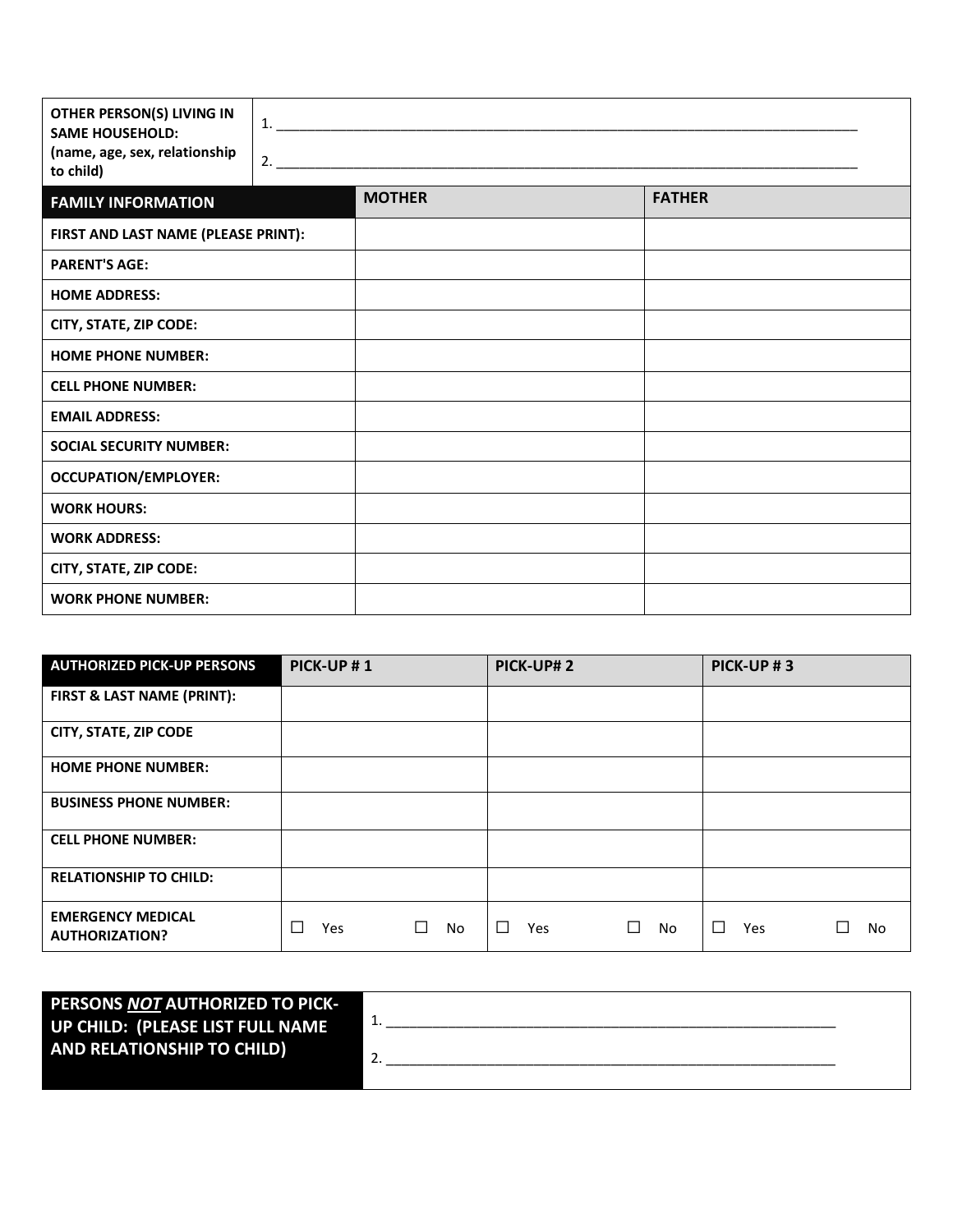| OTHER PERSON(S) LIVING IN SAME HOUSEHOLD: (name, age, sex, relationship to child) | 1. ________________________________________________________________________________ 2. ________________________________________________________________________________ |
| --- | --- |

| FAMILY INFORMATION | MOTHER | FATHER |
| --- | --- | --- |
| FIRST AND LAST NAME (PLEASE PRINT): | | |
| PARENT'S AGE: | | |
| HOME ADDRESS: | | |
| CITY, STATE, ZIP CODE: | | |
| HOME PHONE NUMBER: | | |
| CELL PHONE NUMBER: | | |
| EMAIL ADDRESS: | | |
| SOCIAL SECURITY NUMBER: | | |
| OCCUPATION/EMPLOYER: | | |
| WORK HOURS: | | |
| WORK ADDRESS: | | |
| CITY, STATE, ZIP CODE: | | |
| WORK PHONE NUMBER: | | |

| AUTHORIZED PICK-UP PERSONS | PICK-UP # 1 | PICK-UP# 2 | PICK-UP # 3 |
| --- | --- | --- | --- |
| FIRST & LAST NAME (PRINT): | | | |
| CITY, STATE, ZIP CODE | | | |
| HOME PHONE NUMBER: | | | |
| BUSINESS PHONE NUMBER: | | | |
| CELL PHONE NUMBER: | | | |
| RELATIONSHIP TO CHILD: | | | |
| EMERGENCY MEDICAL AUTHORIZATION? | ☐ Yes ☐ No | ☐ Yes ☐ No | ☐ Yes ☐ No |

| PERSONS ***NOT*** AUTHORIZED TO PICK-UP CHILD: (PLEASE LIST FULL NAME AND RELATIONSHIP TO CHILD) | 1. ____________________________________________________________ 2. ____________________________________________________________ |
| --- | --- |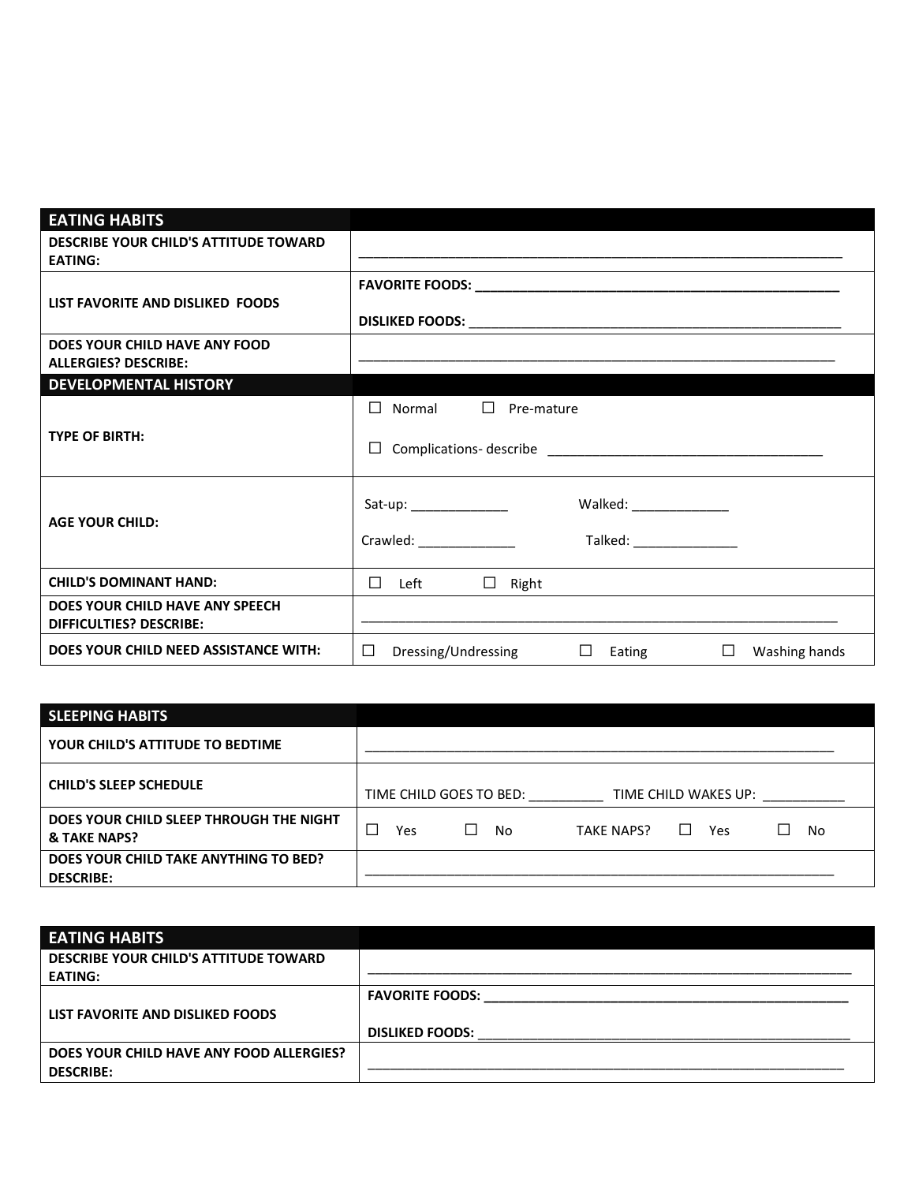| EATING HABITS | |
|---|---|
| DESCRIBE YOUR CHILD'S ATTITUDE TOWARD EATING: | ________________________________________________________________ |
| LIST FAVORITE AND DISLIKED FOODS | **FAVORITE FOODS:** ________________________________________________<br><br>**DISLIKED FOODS:** ________________________________________________ |
| DOES YOUR CHILD HAVE ANY FOOD ALLERGIES? DESCRIBE: | ________________________________________________________________ |
| **DEVELOPMENTAL HISTORY** | |
| TYPE OF BIRTH: | ☐ Normal ☐ Pre-mature<br><br>☐ Complications- describe ______________________________________ |
| AGE YOUR CHILD: | Sat-up: _____________ Walked: _____________<br><br>Crawled: _____________ Talked: ______________ |
| CHILD'S DOMINANT HAND: | ☐ Left ☐ Right |
| DOES YOUR CHILD HAVE ANY SPEECH DIFFICULTIES? DESCRIBE: | ________________________________________________________________ |
| DOES YOUR CHILD NEED ASSISTANCE WITH: | ☐ Dressing/Undressing ☐ Eating ☐ Washing hands |

| SLEEPING HABITS | |
|---|---|
| YOUR CHILD'S ATTITUDE TO BEDTIME | ________________________________________________________________ |
| CHILD'S SLEEP SCHEDULE | TIME CHILD GOES TO BED: __________ TIME CHILD WAKES UP: ___________ |
| DOES YOUR CHILD SLEEP THROUGH THE NIGHT & TAKE NAPS? | ☐ Yes ☐ No TAKE NAPS? ☐ Yes ☐ No |
| DOES YOUR CHILD TAKE ANYTHING TO BED? DESCRIBE: | ________________________________________________________________ |

| EATING HABITS | |
|---|---|
| DESCRIBE YOUR CHILD'S ATTITUDE TOWARD EATING: | ________________________________________________________________ |
| LIST FAVORITE AND DISLIKED FOODS | **FAVORITE FOODS:** ________________________________________________<br><br>**DISLIKED FOODS:** ________________________________________________ |
| DOES YOUR CHILD HAVE ANY FOOD ALLERGIES? DESCRIBE: | ________________________________________________________________ |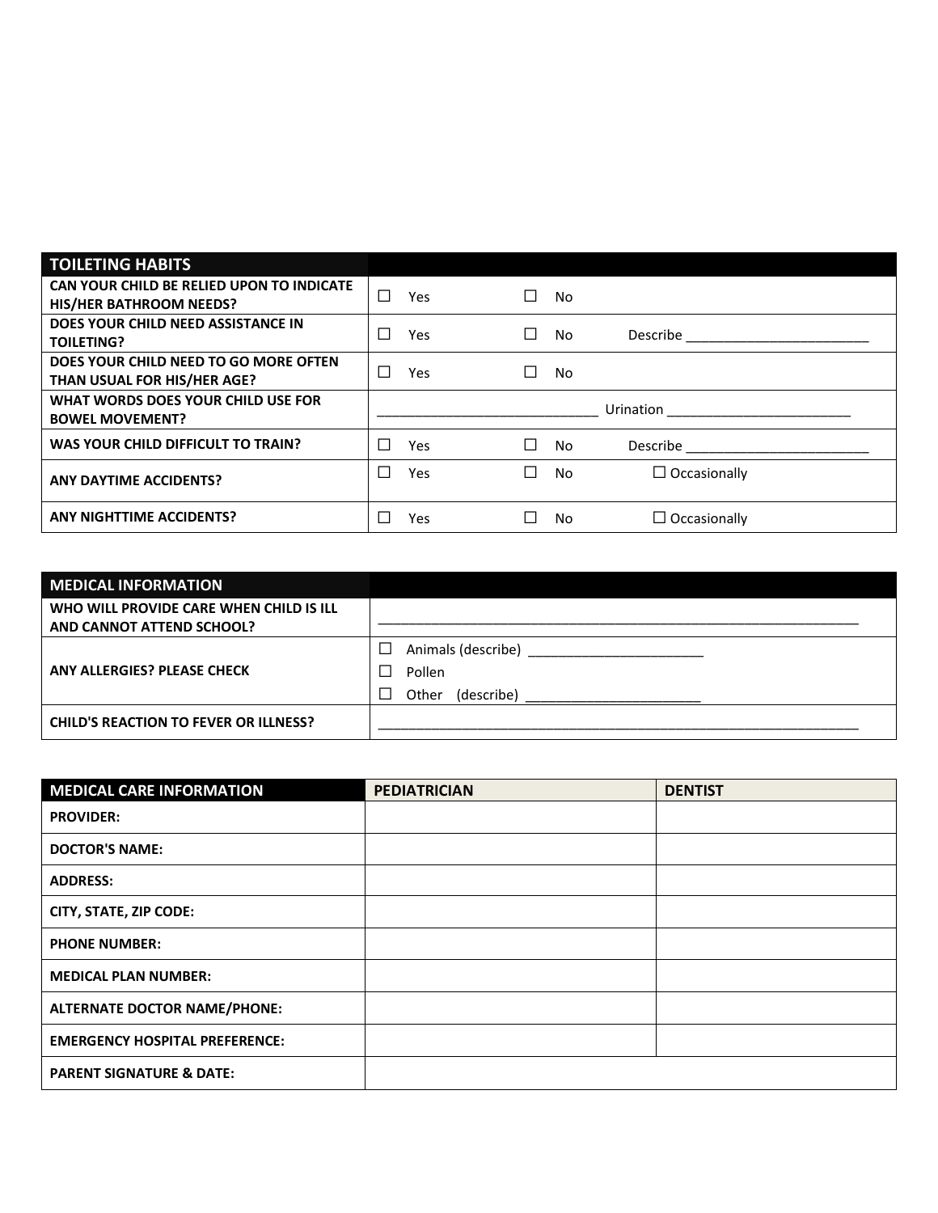| TOILETING HABITS | | | |
|---|---|---|---|
| CAN YOUR CHILD BE RELIED UPON TO INDICATE HIS/HER BATHROOM NEEDS? | ☐ Yes | ☐ No | |
| DOES YOUR CHILD NEED ASSISTANCE IN TOILETING? | ☐ Yes | ☐ No | Describe ________________________ |
| DOES YOUR CHILD NEED TO GO MORE OFTEN THAN USUAL FOR HIS/HER AGE? | ☐ Yes | ☐ No | |
| WHAT WORDS DOES YOUR CHILD USE FOR BOWEL MOVEMENT? | ____________________________ | Urination ________________________ | |
| WAS YOUR CHILD DIFFICULT TO TRAIN? | ☐ Yes | ☐ No | Describe ________________________ |
| ANY DAYTIME ACCIDENTS? | ☐ Yes | ☐ No | ☐ Occasionally |
| ANY NIGHTTIME ACCIDENTS? | ☐ Yes | ☐ No | ☐ Occasionally |

| MEDICAL INFORMATION | |
|---|---|
| WHO WILL PROVIDE CARE WHEN CHILD IS ILL AND CANNOT ATTEND SCHOOL? | ________________________________________________________________ |
| ANY ALLERGIES? PLEASE CHECK | ☐ Animals (describe) _______________________<br>☐ Pollen<br>☐ Other (describe) _______________________ |
| CHILD'S REACTION TO FEVER OR ILLNESS? | ________________________________________________________________ |

| MEDICAL CARE INFORMATION | PEDIATRICIAN | DENTIST |
|---|---|---|
| PROVIDER: | | |
| DOCTOR'S NAME: | | |
| ADDRESS: | | |
| CITY, STATE, ZIP CODE: | | |
| PHONE NUMBER: | | |
| MEDICAL PLAN NUMBER: | | |
| ALTERNATE DOCTOR NAME/PHONE: | | |
| EMERGENCY HOSPITAL PREFERENCE: | | |
| PARENT SIGNATURE & DATE: | | |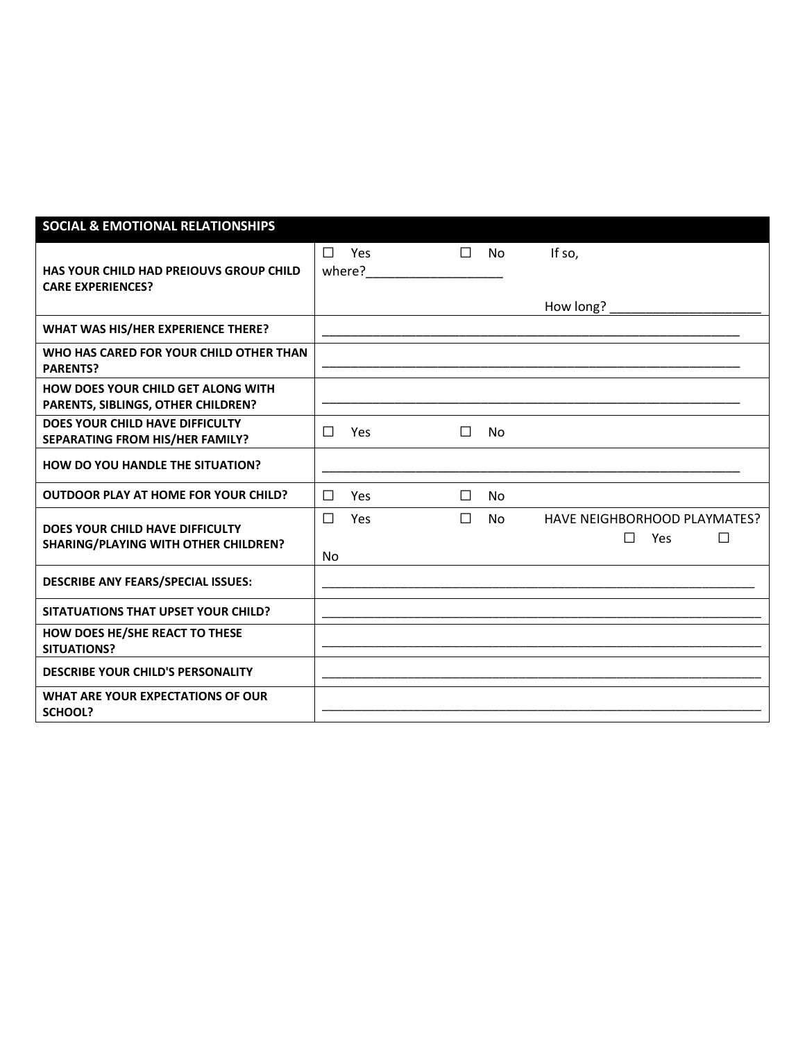| SOCIAL & EMOTIONAL RELATIONSHIPS | |
|---|---|
| HAS YOUR CHILD HAD PREIOUVS GROUP CHILD CARE EXPERIENCES? | ☐ Yes ☐ No If so, where?___________________ How long? ______________________ |
| WHAT WAS HIS/HER EXPERIENCE THERE? | ______________________________________________________________ |
| WHO HAS CARED FOR YOUR CHILD OTHER THAN PARENTS? | ______________________________________________________________ |
| HOW DOES YOUR CHILD GET ALONG WITH PARENTS, SIBLINGS, OTHER CHILDREN? | ______________________________________________________________ |
| DOES YOUR CHILD HAVE DIFFICULTY SEPARATING FROM HIS/HER FAMILY? | ☐ Yes ☐ No |
| HOW DO YOU HANDLE THE SITUATION? | ______________________________________________________________ |
| OUTDOOR PLAY AT HOME FOR YOUR CHILD? | ☐ Yes ☐ No |
| DOES YOUR CHILD HAVE DIFFICULTY SHARING/PLAYING WITH OTHER CHILDREN? | ☐ Yes ☐ No HAVE NEIGHBORHOOD PLAYMATES? ☐ Yes ☐ No |
| DESCRIBE ANY FEARS/SPECIAL ISSUES: | ______________________________________________________________ |
| SITATUATIONS THAT UPSET YOUR CHILD? | ______________________________________________________________ |
| HOW DOES HE/SHE REACT TO THESE SITUATIONS? | ______________________________________________________________ |
| DESCRIBE YOUR CHILD'S PERSONALITY | ______________________________________________________________ |
| WHAT ARE YOUR EXPECTATIONS OF OUR SCHOOL? | ______________________________________________________________ |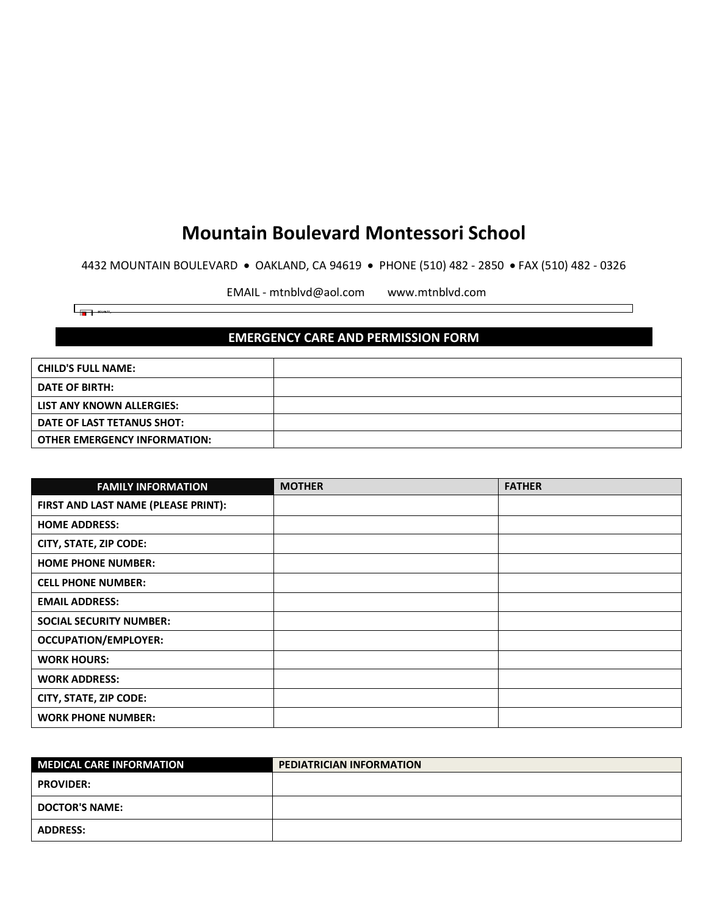# Mountain Boulevard Montessori School

4432 MOUNTAIN BOULEVARD • OAKLAND, CA 94619 • PHONE (510) 482 - 2850 • FAX (510) 482 - 0326

EMAIL - mtnblvd@aol.com www.mtnblvd.com

## EMERGENCY CARE AND PERMISSION FORM

| | |
|---|---|
| **CHILD'S FULL NAME:** | |
| **DATE OF BIRTH:** | |
| **LIST ANY KNOWN ALLERGIES:** | |
| **DATE OF LAST TETANUS SHOT:** | |
| **OTHER EMERGENCY INFORMATION:** | |

| **FAMILY INFORMATION** | **MOTHER** | **FATHER** |
|---|---|---|
| **FIRST AND LAST NAME (PLEASE PRINT):** | | |
| **HOME ADDRESS:** | | |
| **CITY, STATE, ZIP CODE:** | | |
| **HOME PHONE NUMBER:** | | |
| **CELL PHONE NUMBER:** | | |
| **EMAIL ADDRESS:** | | |
| **SOCIAL SECURITY NUMBER:** | | |
| **OCCUPATION/EMPLOYER:** | | |
| **WORK HOURS:** | | |
| **WORK ADDRESS:** | | |
| **CITY, STATE, ZIP CODE:** | | |
| **WORK PHONE NUMBER:** | | |

| **MEDICAL CARE INFORMATION** | **PEDIATRICIAN INFORMATION** |
|---|---|
| **PROVIDER:** | |
| **DOCTOR'S NAME:** | |
| **ADDRESS:** | |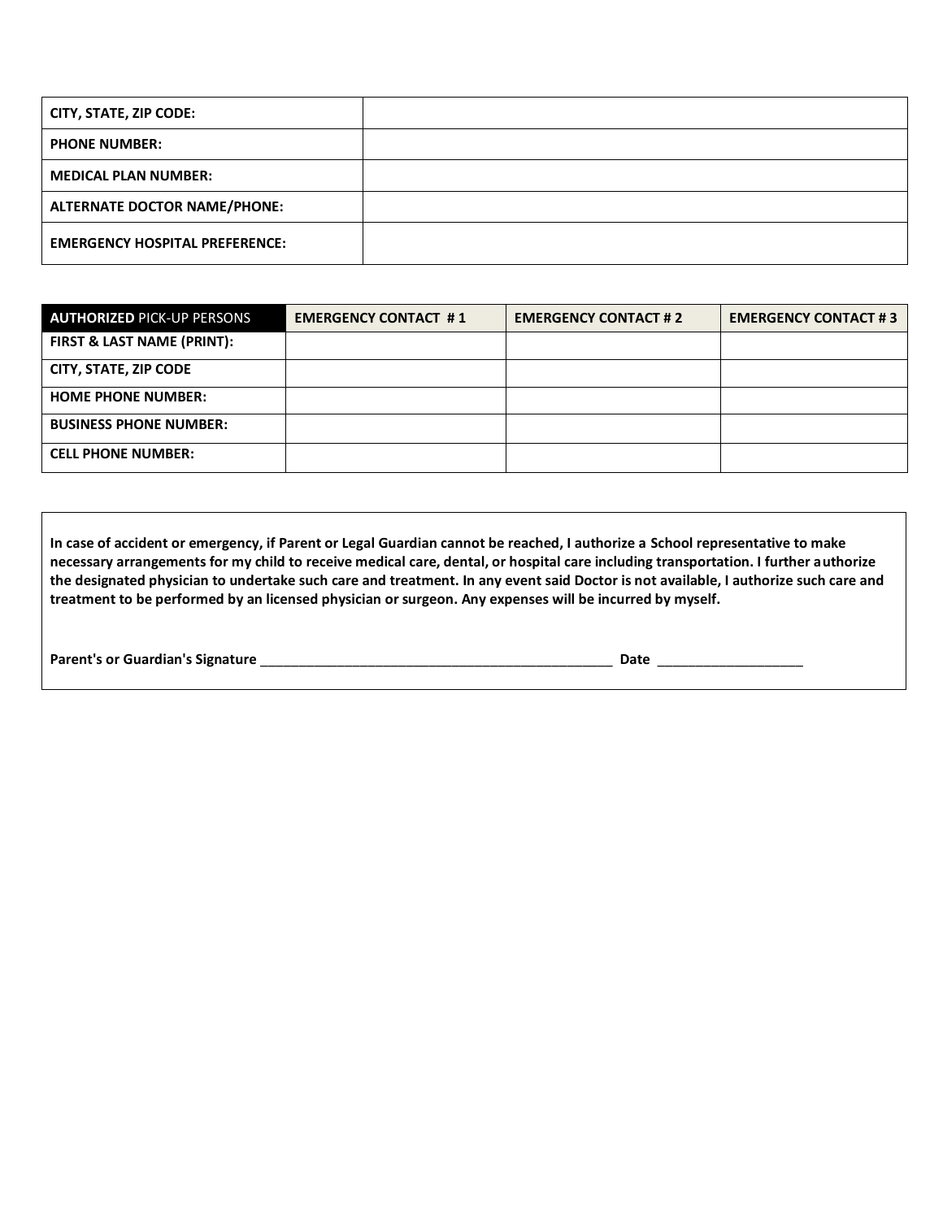| CITY, STATE, ZIP CODE: | |
|---|---|
| PHONE NUMBER: | |
| MEDICAL PLAN NUMBER: | |
| ALTERNATE DOCTOR NAME/PHONE: | |
| EMERGENCY HOSPITAL PREFERENCE: | |

| **AUTHORIZED** PICK-UP PERSONS | EMERGENCY CONTACT # 1 | EMERGENCY CONTACT # 2 | EMERGENCY CONTACT # 3 |
|---|---|---|---|
| FIRST & LAST NAME (PRINT): | | | |
| CITY, STATE, ZIP CODE | | | |
| HOME PHONE NUMBER: | | | |
| BUSINESS PHONE NUMBER: | | | |
| CELL PHONE NUMBER: | | | |

**In case of accident or emergency, if Parent or Legal Guardian cannot be reached, I authorize a School representative to make necessary arrangements for my child to receive medical care, dental, or hospital care including transportation. I further authorize the designated physician to undertake such care and treatment. In any event said Doctor is not available, I authorize such care and treatment to be performed by an licensed physician or surgeon. Any expenses will be incurred by myself.**

**Parent's or Guardian's Signature** ______________________________________________ **Date** ___________________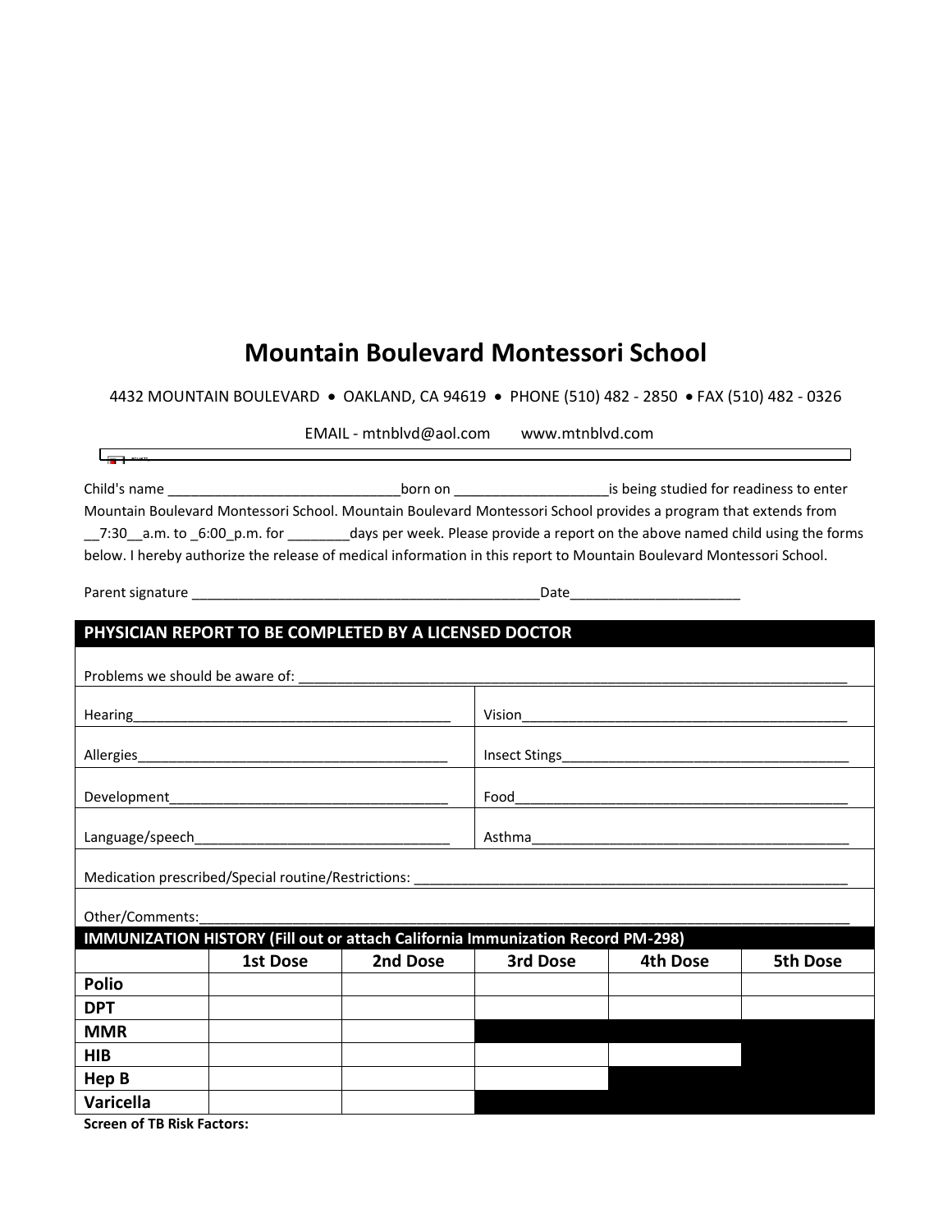# Mountain Boulevard Montessori School

4432 MOUNTAIN BOULEVARD • OAKLAND, CA 94619 • PHONE (510) 482 - 2850 • FAX (510) 482 - 0326

EMAIL - mtnblvd@aol.com      www.mtnblvd.com

Child's name _______________________________born on ____________________is being studied for readiness to enter Mountain Boulevard Montessori School. Mountain Boulevard Montessori School provides a program that extends from __7:30__a.m. to _6:00_p.m. for ________days per week. Please provide a report on the above named child using the forms below. I hereby authorize the release of medical information in this report to Mountain Boulevard Montessori School.

Parent signature ______________________________________________Date______________________

## PHYSICIAN REPORT TO BE COMPLETED BY A LICENSED DOCTOR

Problems we should be aware of: ___________________________________________________________________________

| | |
|---|---|
| Hearing__________________________________________ | Vision____________________________________________ |
| Allergies_________________________________________ | Insect Stings______________________________________ |
| Development_____________________________________ | Food_____________________________________________ |
| Language/speech__________________________________ | Asthma___________________________________________ |

Medication prescribed/Special routine/Restrictions: ___________________________________________________________

Other/Comments:_____________________________________________________________________________________

## IMMUNIZATION HISTORY (Fill out or attach California Immunization Record PM-298)

| | 1st Dose | 2nd Dose | 3rd Dose | 4th Dose | 5th Dose |
|---|---|---|---|---|---|
| **Polio** | | | | | |
| **DPT** | | | | | |
| **MMR** | | | | | |
| **HIB** | | | | | |
| **Hep B** | | | | | |
| **Varicella** | | | | | |

**Screen of TB Risk Factors:**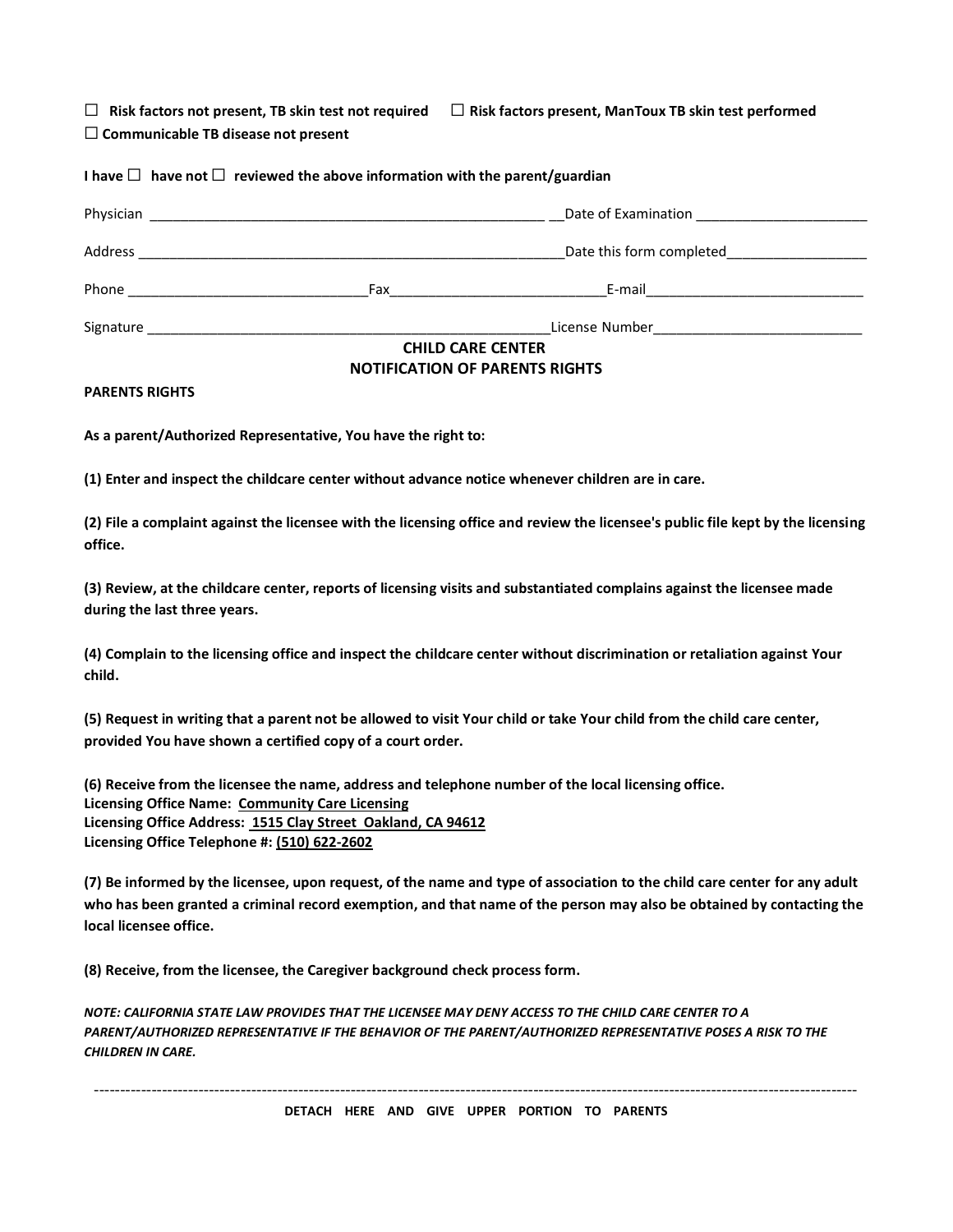☐ **Risk factors not present, TB skin test not required** ☐ **Risk factors present, ManToux TB skin test performed**
☐ **Communicable TB disease not present**

**I have ☐ have not ☐ reviewed the above information with the parent/guardian**

Physician ___________________________________________________ __Date of Examination ______________________

Address ________________________________________________________Date this form completed__________________

Phone ______________________________Fax__________________________E-mail___________________________

Signature ______________________________________________________License Number__________________________

## CHILD CARE CENTER
## NOTIFICATION OF PARENTS RIGHTS

**PARENTS RIGHTS**

**As a parent/Authorized Representative, You have the right to:**

**(1) Enter and inspect the childcare center without advance notice whenever children are in care.**

**(2) File a complaint against the licensee with the licensing office and review the licensee's public file kept by the licensing office.**

**(3) Review, at the childcare center, reports of licensing visits and substantiated complains against the licensee made during the last three years.**

**(4) Complain to the licensing office and inspect the childcare center without discrimination or retaliation against Your child.**

**(5) Request in writing that a parent not be allowed to visit Your child or take Your child from the child care center, provided You have shown a certified copy of a court order.**

**(6) Receive from the licensee the name, address and telephone number of the local licensing office.**
**Licensing Office Name: Community Care Licensing**
**Licensing Office Address: 1515 Clay Street Oakland, CA 94612**
**Licensing Office Telephone #: (510) 622-2602**

**(7) Be informed by the licensee, upon request, of the name and type of association to the child care center for any adult who has been granted a criminal record exemption, and that name of the person may also be obtained by contacting the local licensee office.**

**(8) Receive, from the licensee, the Caregiver background check process form.**

***NOTE: CALIFORNIA STATE LAW PROVIDES THAT THE LICENSEE MAY DENY ACCESS TO THE CHILD CARE CENTER TO A PARENT/AUTHORIZED REPRESENTATIVE IF THE BEHAVIOR OF THE PARENT/AUTHORIZED REPRESENTATIVE POSES A RISK TO THE CHILDREN IN CARE.***

---

**DETACH HERE AND GIVE UPPER PORTION TO PARENTS**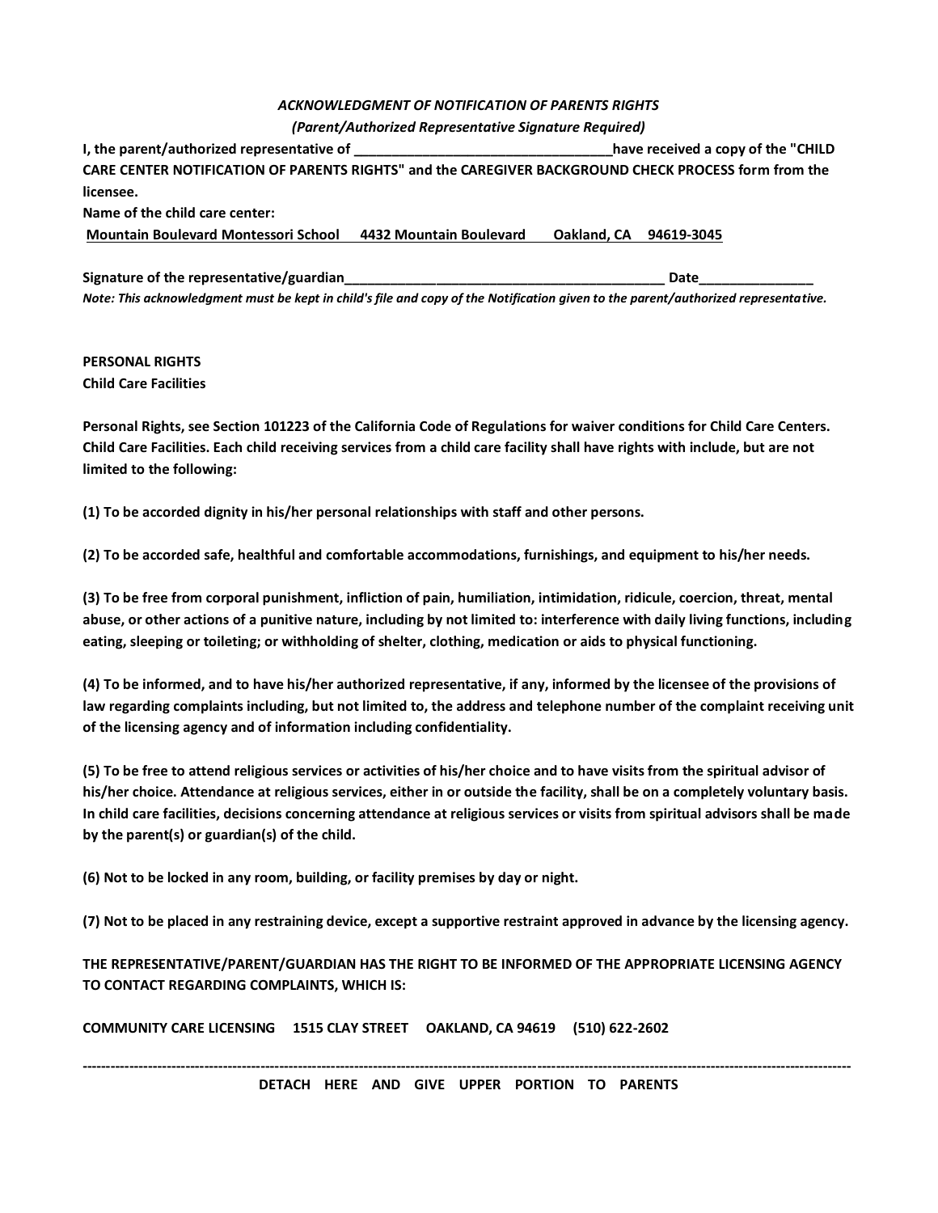***ACKNOWLEDGMENT OF NOTIFICATION OF PARENTS RIGHTS***

***(Parent/Authorized Representative Signature Required)***

**I, the parent/authorized representative of ________________________________have received a copy of the "CHILD CARE CENTER NOTIFICATION OF PARENTS RIGHTS" and the CAREGIVER BACKGROUND CHECK PROCESS form from the licensee.**

**Name of the child care center:**

**Mountain Boulevard Montessori School 4432 Mountain Boulevard Oakland, CA 94619-3045**

**Signature of the representative/guardian___________________________________________ Date______________**

***Note: This acknowledgment must be kept in child's file and copy of the Notification given to the parent/authorized representative.***

**PERSONAL RIGHTS**

**Child Care Facilities**

**Personal Rights, see Section 101223 of the California Code of Regulations for waiver conditions for Child Care Centers. Child Care Facilities. Each child receiving services from a child care facility shall have rights with include, but are not limited to the following:**

**(1) To be accorded dignity in his/her personal relationships with staff and other persons.**

**(2) To be accorded safe, healthful and comfortable accommodations, furnishings, and equipment to his/her needs.**

**(3) To be free from corporal punishment, infliction of pain, humiliation, intimidation, ridicule, coercion, threat, mental abuse, or other actions of a punitive nature, including by not limited to: interference with daily living functions, including eating, sleeping or toileting; or withholding of shelter, clothing, medication or aids to physical functioning.**

**(4) To be informed, and to have his/her authorized representative, if any, informed by the licensee of the provisions of law regarding complaints including, but not limited to, the address and telephone number of the complaint receiving unit of the licensing agency and of information including confidentiality.**

**(5) To be free to attend religious services or activities of his/her choice and to have visits from the spiritual advisor of his/her choice. Attendance at religious services, either in or outside the facility, shall be on a completely voluntary basis. In child care facilities, decisions concerning attendance at religious services or visits from spiritual advisors shall be made by the parent(s) or guardian(s) of the child.**

**(6) Not to be locked in any room, building, or facility premises by day or night.**

**(7) Not to be placed in any restraining device, except a supportive restraint approved in advance by the licensing agency.**

**THE REPRESENTATIVE/PARENT/GUARDIAN HAS THE RIGHT TO BE INFORMED OF THE APPROPRIATE LICENSING AGENCY TO CONTACT REGARDING COMPLAINTS, WHICH IS:**

**COMMUNITY CARE LICENSING 1515 CLAY STREET OAKLAND, CA 94619 (510) 622-2602**

---

**DETACH HERE AND GIVE UPPER PORTION TO PARENTS**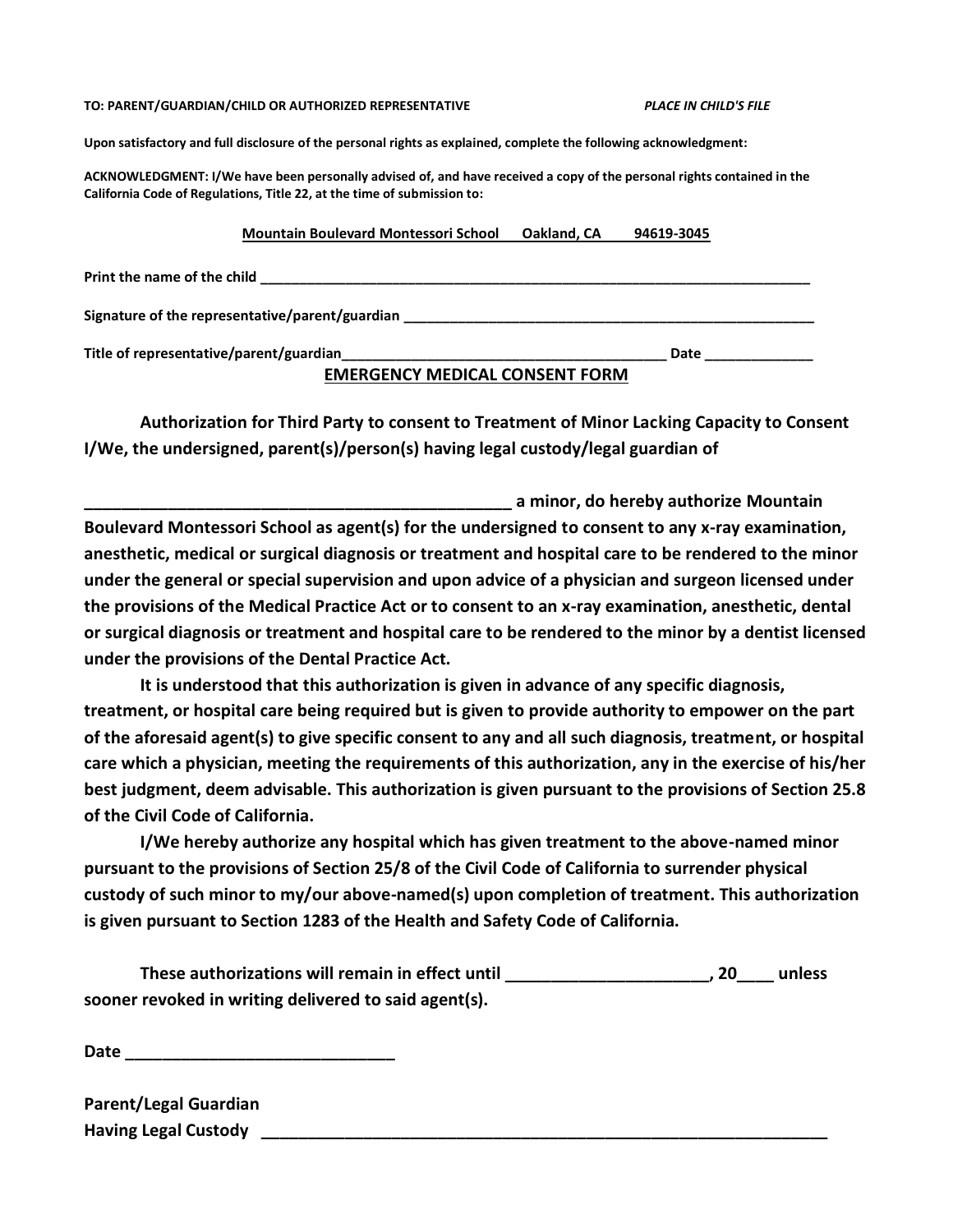**TO: PARENT/GUARDIAN/CHILD OR AUTHORIZED REPRESENTATIVE** ***PLACE IN CHILD'S FILE***

**Upon satisfactory and full disclosure of the personal rights as explained, complete the following acknowledgment:**

**ACKNOWLEDGMENT: I/We have been personally advised of, and have received a copy of the personal rights contained in the California Code of Regulations, Title 22, at the time of submission to:**

**Mountain Boulevard Montessori School Oakland, CA 94619-3045**

**Print the name of the child** ______________________________________________________________________

**Signature of the representative/parent/guardian** ____________________________________________________

**Title of representative/parent/guardian**________________________________________ **Date** _____________

## EMERGENCY MEDICAL CONSENT FORM

**Authorization for Third Party to consent to Treatment of Minor Lacking Capacity to Consent I/We, the undersigned, parent(s)/person(s) having legal custody/legal guardian of**

**________________________________________________ a minor, do hereby authorize Mountain Boulevard Montessori School as agent(s) for the undersigned to consent to any x-ray examination, anesthetic, medical or surgical diagnosis or treatment and hospital care to be rendered to the minor under the general or special supervision and upon advice of a physician and surgeon licensed under the provisions of the Medical Practice Act or to consent to an x-ray examination, anesthetic, dental or surgical diagnosis or treatment and hospital care to be rendered to the minor by a dentist licensed under the provisions of the Dental Practice Act.**

**It is understood that this authorization is given in advance of any specific diagnosis, treatment, or hospital care being required but is given to provide authority to empower on the part of the aforesaid agent(s) to give specific consent to any and all such diagnosis, treatment, or hospital care which a physician, meeting the requirements of this authorization, any in the exercise of his/her best judgment, deem advisable. This authorization is given pursuant to the provisions of Section 25.8 of the Civil Code of California.**

**I/We hereby authorize any hospital which has given treatment to the above-named minor pursuant to the provisions of Section 25/8 of the Civil Code of California to surrender physical custody of such minor to my/our above-named(s) upon completion of treatment. This authorization is given pursuant to Section 1283 of the Health and Safety Code of California.**

**These authorizations will remain in effect until _____________________, 20____ unless sooner revoked in writing delivered to said agent(s).**

**Date** ____________________________

**Parent/Legal Guardian**
**Having Legal Custody** ______________________________________________________________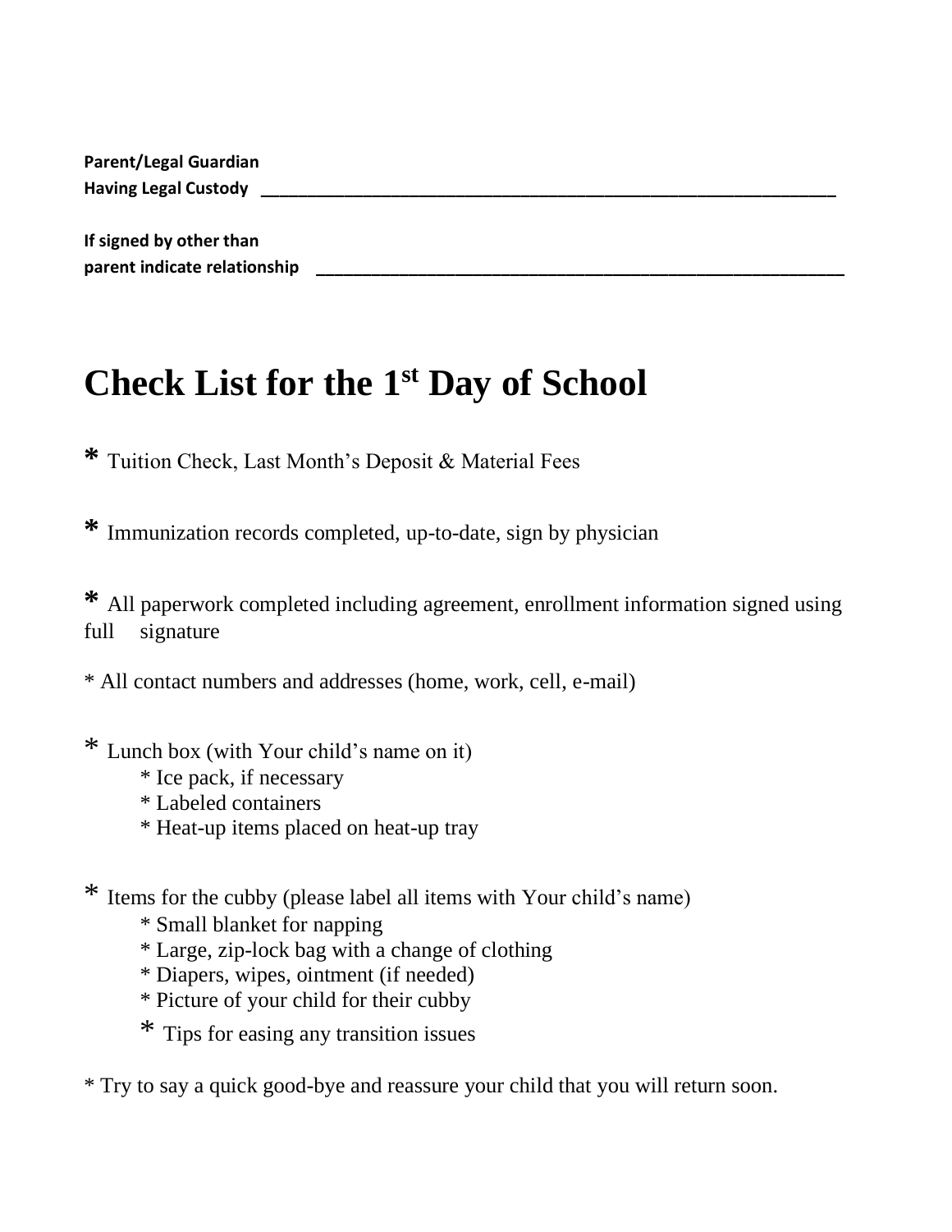**Parent/Legal Guardian**
**Having Legal Custody** ________________________________________________________________

**If signed by other than**
**parent indicate relationship** ____________________________________________________________

# Check List for the 1st Day of School

* Tuition Check, Last Month's Deposit & Material Fees

* Immunization records completed, up-to-date, sign by physician

* All paperwork completed including agreement, enrollment information signed using full signature

* All contact numbers and addresses (home, work, cell, e-mail)

* Lunch box (with Your child's name on it)
    * Ice pack, if necessary
    * Labeled containers
    * Heat-up items placed on heat-up tray

* Items for the cubby (please label all items with Your child's name)
    * Small blanket for napping
    * Large, zip-lock bag with a change of clothing
    * Diapers, wipes, ointment (if needed)
    * Picture of your child for their cubby
    * Tips for easing any transition issues

* Try to say a quick good-bye and reassure your child that you will return soon.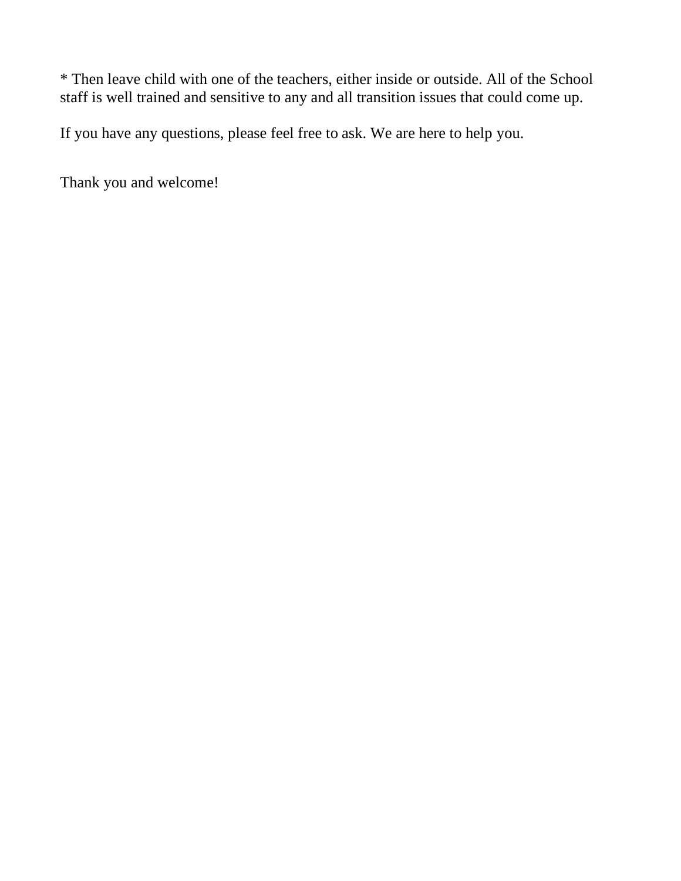* Then leave child with one of the teachers, either inside or outside. All of the School staff is well trained and sensitive to any and all transition issues that could come up.

If you have any questions, please feel free to ask. We are here to help you.

Thank you and welcome!